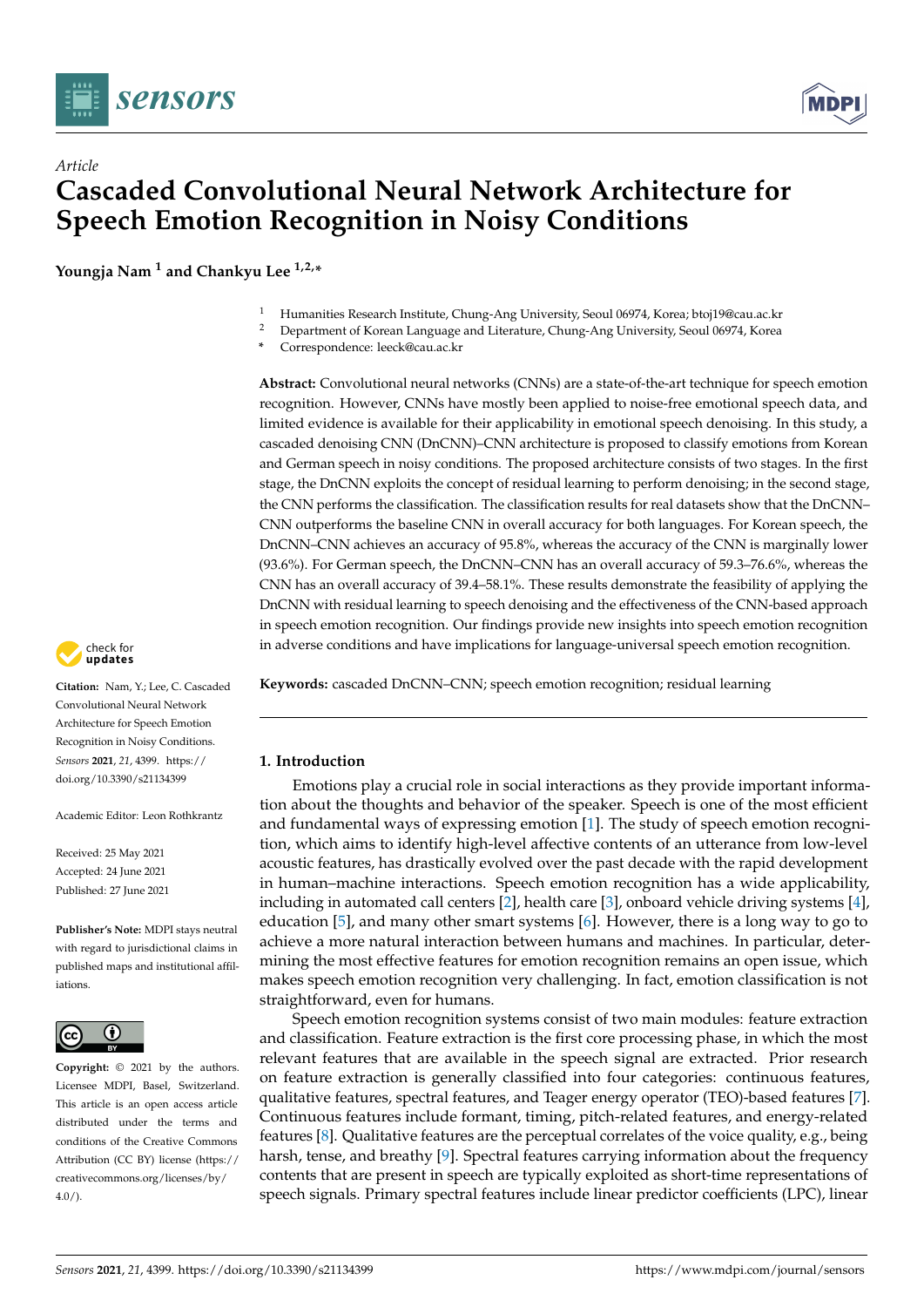*Article*

# Cascaded Convolutional Neural Network Architecture for Speech Emotion Recognition in Noisy Conditions

**Youngja Nam [1] and Chankyu Lee [1,2,*]**

[1] Humanities Research Institute, Chung-Ang University, Seoul 06974, Korea; btoj19@cau.ac.kr
[2] Department of Korean Language and Literature, Chung-Ang University, Seoul 06974, Korea
* Correspondence: leeck@cau.ac.kr

**Abstract:** Convolutional neural networks (CNNs) are a state-of-the-art technique for speech emotion recognition. However, CNNs have mostly been applied to noise-free emotional speech data, and limited evidence is available for their applicability in emotional speech denoising. In this study, a cascaded denoising CNN (DnCNN)–CNN architecture is proposed to classify emotions from Korean and German speech in noisy conditions. The proposed architecture consists of two stages. In the first stage, the DnCNN exploits the concept of residual learning to perform denoising; in the second stage, the CNN performs the classification. The classification results for real datasets show that the DnCNN–CNN outperforms the baseline CNN in overall accuracy for both languages. For Korean speech, the DnCNN–CNN achieves an accuracy of 95.8%, whereas the accuracy of the CNN is marginally lower (93.6%). For German speech, the DnCNN–CNN has an overall accuracy of 59.3–76.6%, whereas the CNN has an overall accuracy of 39.4–58.1%. These results demonstrate the feasibility of applying the DnCNN with residual learning to speech denoising and the effectiveness of the CNN-based approach in speech emotion recognition. Our findings provide new insights into speech emotion recognition in adverse conditions and have implications for language-universal speech emotion recognition.

**Keywords:** cascaded DnCNN–CNN; speech emotion recognition; residual learning

**Citation:** Nam, Y.; Lee, C. Cascaded Convolutional Neural Network Architecture for Speech Emotion Recognition in Noisy Conditions. *Sensors* **2021**, *21*, 4399. https://doi.org/10.3390/s21134399

Academic Editor: Leon Rothkrantz

Received: 25 May 2021
Accepted: 24 June 2021
Published: 27 June 2021

**Publisher's Note:** MDPI stays neutral with regard to jurisdictional claims in published maps and institutional affiliations.

**Copyright:** © 2021 by the authors. Licensee MDPI, Basel, Switzerland. This article is an open access article distributed under the terms and conditions of the Creative Commons Attribution (CC BY) license (https://creativecommons.org/licenses/by/4.0/).

## 1. Introduction

Emotions play a crucial role in social interactions as they provide important information about the thoughts and behavior of the speaker. Speech is one of the most efficient and fundamental ways of expressing emotion [1]. The study of speech emotion recognition, which aims to identify high-level affective contents of an utterance from low-level acoustic features, has drastically evolved over the past decade with the rapid development in human–machine interactions. Speech emotion recognition has a wide applicability, including in automated call centers [2], health care [3], onboard vehicle driving systems [4], education [5], and many other smart systems [6]. However, there is a long way to go to achieve a more natural interaction between humans and machines. In particular, determining the most effective features for emotion recognition remains an open issue, which makes speech emotion recognition very challenging. In fact, emotion classification is not straightforward, even for humans.

Speech emotion recognition systems consist of two main modules: feature extraction and classification. Feature extraction is the first core processing phase, in which the most relevant features that are available in the speech signal are extracted. Prior research on feature extraction is generally classified into four categories: continuous features, qualitative features, spectral features, and Teager energy operator (TEO)-based features [7]. Continuous features include formant, timing, pitch-related features, and energy-related features [8]. Qualitative features are the perceptual correlates of the voice quality, e.g., being harsh, tense, and breathy [9]. Spectral features carrying information about the frequency contents that are present in speech are typically exploited as short-time representations of speech signals. Primary spectral features include linear predictor coefficients (LPC), linear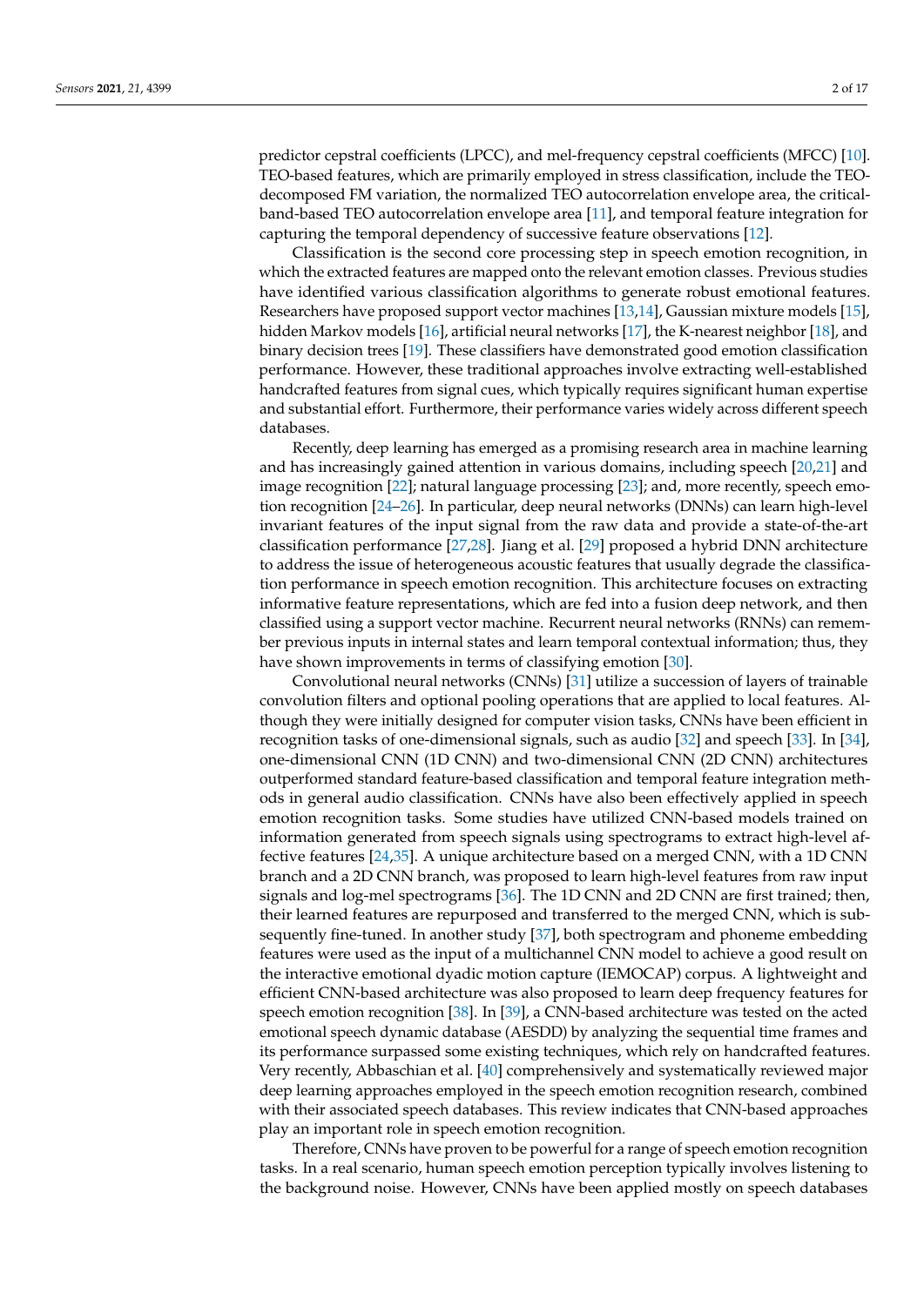predictor cepstral coefficients (LPCC), and mel-frequency cepstral coefficients (MFCC) [10]. TEO-based features, which are primarily employed in stress classification, include the TEO-decomposed FM variation, the normalized TEO autocorrelation envelope area, the critical-band-based TEO autocorrelation envelope area [11], and temporal feature integration for capturing the temporal dependency of successive feature observations [12].

Classification is the second core processing step in speech emotion recognition, in which the extracted features are mapped onto the relevant emotion classes. Previous studies have identified various classification algorithms to generate robust emotional features. Researchers have proposed support vector machines [13,14], Gaussian mixture models [15], hidden Markov models [16], artificial neural networks [17], the K-nearest neighbor [18], and binary decision trees [19]. These classifiers have demonstrated good emotion classification performance. However, these traditional approaches involve extracting well-established handcrafted features from signal cues, which typically requires significant human expertise and substantial effort. Furthermore, their performance varies widely across different speech databases.

Recently, deep learning has emerged as a promising research area in machine learning and has increasingly gained attention in various domains, including speech [20,21] and image recognition [22]; natural language processing [23]; and, more recently, speech emotion recognition [24–26]. In particular, deep neural networks (DNNs) can learn high-level invariant features of the input signal from the raw data and provide a state-of-the-art classification performance [27,28]. Jiang et al. [29] proposed a hybrid DNN architecture to address the issue of heterogeneous acoustic features that usually degrade the classification performance in speech emotion recognition. This architecture focuses on extracting informative feature representations, which are fed into a fusion deep network, and then classified using a support vector machine. Recurrent neural networks (RNNs) can remember previous inputs in internal states and learn temporal contextual information; thus, they have shown improvements in terms of classifying emotion [30].

Convolutional neural networks (CNNs) [31] utilize a succession of layers of trainable convolution filters and optional pooling operations that are applied to local features. Although they were initially designed for computer vision tasks, CNNs have been efficient in recognition tasks of one-dimensional signals, such as audio [32] and speech [33]. In [34], one-dimensional CNN (1D CNN) and two-dimensional CNN (2D CNN) architectures outperformed standard feature-based classification and temporal feature integration methods in general audio classification. CNNs have also been effectively applied in speech emotion recognition tasks. Some studies have utilized CNN-based models trained on information generated from speech signals using spectrograms to extract high-level affective features [24,35]. A unique architecture based on a merged CNN, with a 1D CNN branch and a 2D CNN branch, was proposed to learn high-level features from raw input signals and log-mel spectrograms [36]. The 1D CNN and 2D CNN are first trained; then, their learned features are repurposed and transferred to the merged CNN, which is subsequently fine-tuned. In another study [37], both spectrogram and phoneme embedding features were used as the input of a multichannel CNN model to achieve a good result on the interactive emotional dyadic motion capture (IEMOCAP) corpus. A lightweight and efficient CNN-based architecture was also proposed to learn deep frequency features for speech emotion recognition [38]. In [39], a CNN-based architecture was tested on the acted emotional speech dynamic database (AESDD) by analyzing the sequential time frames and its performance surpassed some existing techniques, which rely on handcrafted features. Very recently, Abbaschian et al. [40] comprehensively and systematically reviewed major deep learning approaches employed in the speech emotion recognition research, combined with their associated speech databases. This review indicates that CNN-based approaches play an important role in speech emotion recognition.

Therefore, CNNs have proven to be powerful for a range of speech emotion recognition tasks. In a real scenario, human speech emotion perception typically involves listening to the background noise. However, CNNs have been applied mostly on speech databases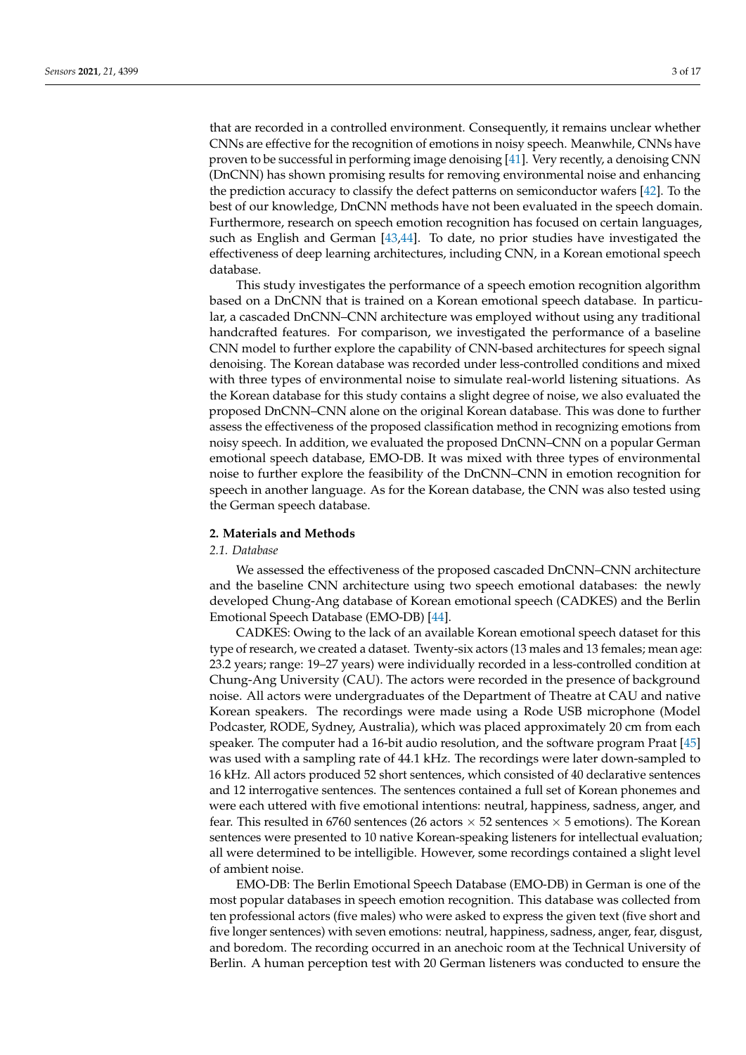that are recorded in a controlled environment. Consequently, it remains unclear whether CNNs are effective for the recognition of emotions in noisy speech. Meanwhile, CNNs have proven to be successful in performing image denoising [41]. Very recently, a denoising CNN (DnCNN) has shown promising results for removing environmental noise and enhancing the prediction accuracy to classify the defect patterns on semiconductor wafers [42]. To the best of our knowledge, DnCNN methods have not been evaluated in the speech domain. Furthermore, research on speech emotion recognition has focused on certain languages, such as English and German [43,44]. To date, no prior studies have investigated the effectiveness of deep learning architectures, including CNN, in a Korean emotional speech database.

This study investigates the performance of a speech emotion recognition algorithm based on a DnCNN that is trained on a Korean emotional speech database. In particular, a cascaded DnCNN–CNN architecture was employed without using any traditional handcrafted features. For comparison, we investigated the performance of a baseline CNN model to further explore the capability of CNN-based architectures for speech signal denoising. The Korean database was recorded under less-controlled conditions and mixed with three types of environmental noise to simulate real-world listening situations. As the Korean database for this study contains a slight degree of noise, we also evaluated the proposed DnCNN–CNN alone on the original Korean database. This was done to further assess the effectiveness of the proposed classification method in recognizing emotions from noisy speech. In addition, we evaluated the proposed DnCNN–CNN on a popular German emotional speech database, EMO-DB. It was mixed with three types of environmental noise to further explore the feasibility of the DnCNN–CNN in emotion recognition for speech in another language. As for the Korean database, the CNN was also tested using the German speech database.

## 2. Materials and Methods

### *2.1. Database*

We assessed the effectiveness of the proposed cascaded DnCNN–CNN architecture and the baseline CNN architecture using two speech emotional databases: the newly developed Chung-Ang database of Korean emotional speech (CADKES) and the Berlin Emotional Speech Database (EMO-DB) [44].

CADKES: Owing to the lack of an available Korean emotional speech dataset for this type of research, we created a dataset. Twenty-six actors (13 males and 13 females; mean age: 23.2 years; range: 19–27 years) were individually recorded in a less-controlled condition at Chung-Ang University (CAU). The actors were recorded in the presence of background noise. All actors were undergraduates of the Department of Theatre at CAU and native Korean speakers. The recordings were made using a Rode USB microphone (Model Podcaster, RODE, Sydney, Australia), which was placed approximately 20 cm from each speaker. The computer had a 16-bit audio resolution, and the software program Praat [45] was used with a sampling rate of 44.1 kHz. The recordings were later down-sampled to 16 kHz. All actors produced 52 short sentences, which consisted of 40 declarative sentences and 12 interrogative sentences. The sentences contained a full set of Korean phonemes and were each uttered with five emotional intentions: neutral, happiness, sadness, anger, and fear. This resulted in 6760 sentences (26 actors $\times$ 52 sentences $\times$ 5 emotions). The Korean sentences were presented to 10 native Korean-speaking listeners for intellectual evaluation; all were determined to be intelligible. However, some recordings contained a slight level of ambient noise.

EMO-DB: The Berlin Emotional Speech Database (EMO-DB) in German is one of the most popular databases in speech emotion recognition. This database was collected from ten professional actors (five males) who were asked to express the given text (five short and five longer sentences) with seven emotions: neutral, happiness, sadness, anger, fear, disgust, and boredom. The recording occurred in an anechoic room at the Technical University of Berlin. A human perception test with 20 German listeners was conducted to ensure the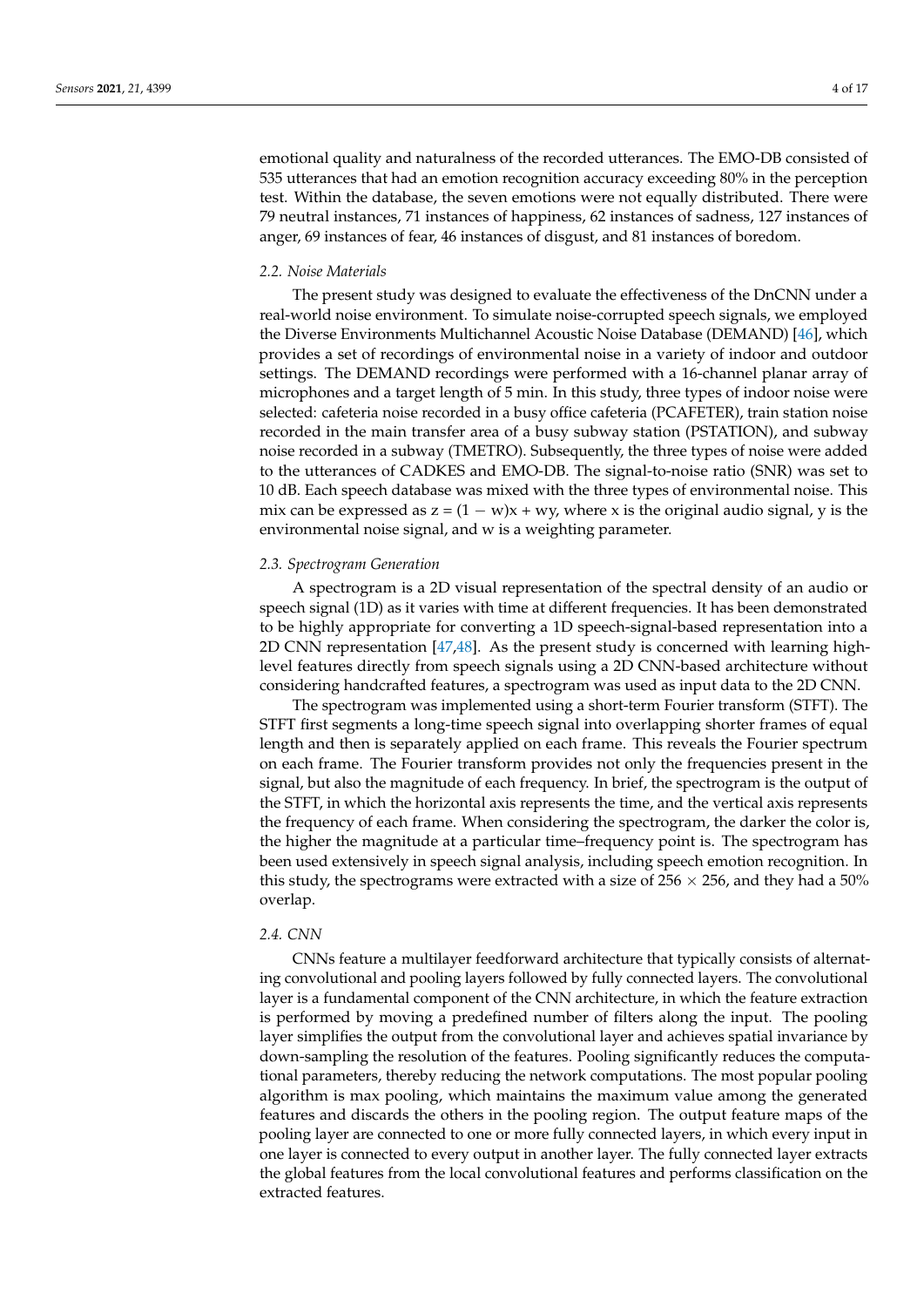emotional quality and naturalness of the recorded utterances. The EMO-DB consisted of 535 utterances that had an emotion recognition accuracy exceeding 80% in the perception test. Within the database, the seven emotions were not equally distributed. There were 79 neutral instances, 71 instances of happiness, 62 instances of sadness, 127 instances of anger, 69 instances of fear, 46 instances of disgust, and 81 instances of boredom.

### *2.2. Noise Materials*

The present study was designed to evaluate the effectiveness of the DnCNN under a real-world noise environment. To simulate noise-corrupted speech signals, we employed the Diverse Environments Multichannel Acoustic Noise Database (DEMAND) [46], which provides a set of recordings of environmental noise in a variety of indoor and outdoor settings. The DEMAND recordings were performed with a 16-channel planar array of microphones and a target length of 5 min. In this study, three types of indoor noise were selected: cafeteria noise recorded in a busy office cafeteria (PCAFETER), train station noise recorded in the main transfer area of a busy subway station (PSTATION), and subway noise recorded in a subway (TMETRO). Subsequently, the three types of noise were added to the utterances of CADKES and EMO-DB. The signal-to-noise ratio (SNR) was set to 10 dB. Each speech database was mixed with the three types of environmental noise. This mix can be expressed as $z = (1 - w)x + wy$, where x is the original audio signal, y is the environmental noise signal, and w is a weighting parameter.

### *2.3. Spectrogram Generation*

A spectrogram is a 2D visual representation of the spectral density of an audio or speech signal (1D) as it varies with time at different frequencies. It has been demonstrated to be highly appropriate for converting a 1D speech-signal-based representation into a 2D CNN representation [47,48]. As the present study is concerned with learning high-level features directly from speech signals using a 2D CNN-based architecture without considering handcrafted features, a spectrogram was used as input data to the 2D CNN.

The spectrogram was implemented using a short-term Fourier transform (STFT). The STFT first segments a long-time speech signal into overlapping shorter frames of equal length and then is separately applied on each frame. This reveals the Fourier spectrum on each frame. The Fourier transform provides not only the frequencies present in the signal, but also the magnitude of each frequency. In brief, the spectrogram is the output of the STFT, in which the horizontal axis represents the time, and the vertical axis represents the frequency of each frame. When considering the spectrogram, the darker the color is, the higher the magnitude at a particular time–frequency point is. The spectrogram has been used extensively in speech signal analysis, including speech emotion recognition. In this study, the spectrograms were extracted with a size of $256 \times 256$, and they had a 50% overlap.

### *2.4. CNN*

CNNs feature a multilayer feedforward architecture that typically consists of alternating convolutional and pooling layers followed by fully connected layers. The convolutional layer is a fundamental component of the CNN architecture, in which the feature extraction is performed by moving a predefined number of filters along the input. The pooling layer simplifies the output from the convolutional layer and achieves spatial invariance by down-sampling the resolution of the features. Pooling significantly reduces the computational parameters, thereby reducing the network computations. The most popular pooling algorithm is max pooling, which maintains the maximum value among the generated features and discards the others in the pooling region. The output feature maps of the pooling layer are connected to one or more fully connected layers, in which every input in one layer is connected to every output in another layer. The fully connected layer extracts the global features from the local convolutional features and performs classification on the extracted features.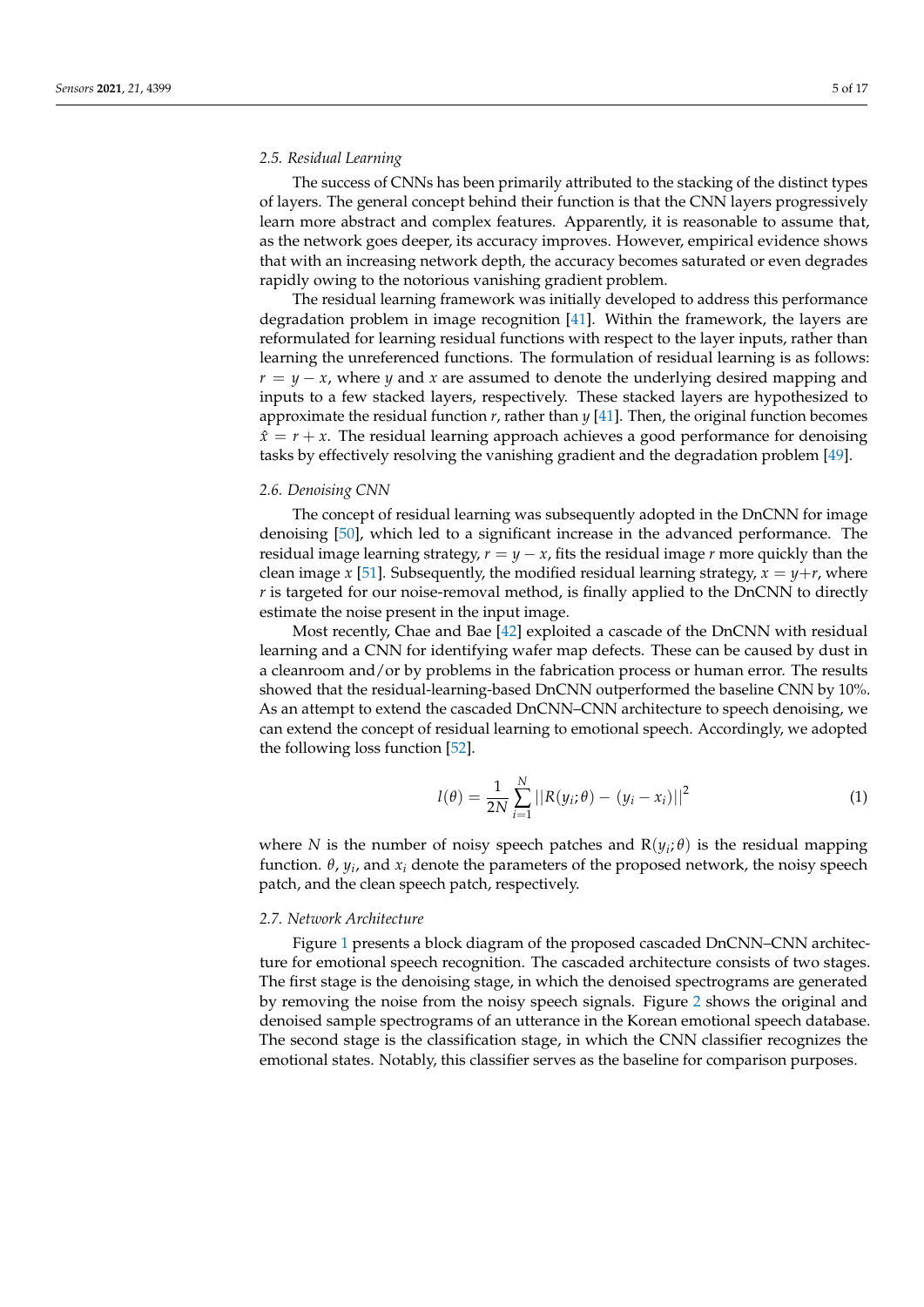### 2.5. Residual Learning

The success of CNNs has been primarily attributed to the stacking of the distinct types of layers. The general concept behind their function is that the CNN layers progressively learn more abstract and complex features. Apparently, it is reasonable to assume that, as the network goes deeper, its accuracy improves. However, empirical evidence shows that with an increasing network depth, the accuracy becomes saturated or even degrades rapidly owing to the notorious vanishing gradient problem.

The residual learning framework was initially developed to address this performance degradation problem in image recognition [41]. Within the framework, the layers are reformulated for learning residual functions with respect to the layer inputs, rather than learning the unreferenced functions. The formulation of residual learning is as follows: $r = y - x$, where $y$ and $x$ are assumed to denote the underlying desired mapping and inputs to a few stacked layers, respectively. These stacked layers are hypothesized to approximate the residual function $r$, rather than $y$ [41]. Then, the original function becomes $\hat{x} = r + x$. The residual learning approach achieves a good performance for denoising tasks by effectively resolving the vanishing gradient and the degradation problem [49].

### 2.6. Denoising CNN

The concept of residual learning was subsequently adopted in the DnCNN for image denoising [50], which led to a significant increase in the advanced performance. The residual image learning strategy, $r = y - x$, fits the residual image $r$ more quickly than the clean image $x$ [51]. Subsequently, the modified residual learning strategy, $x = y + r$, where $r$ is targeted for our noise-removal method, is finally applied to the DnCNN to directly estimate the noise present in the input image.

Most recently, Chae and Bae [42] exploited a cascade of the DnCNN with residual learning and a CNN for identifying wafer map defects. These can be caused by dust in a cleanroom and/or by problems in the fabrication process or human error. The results showed that the residual-learning-based DnCNN outperformed the baseline CNN by 10%. As an attempt to extend the cascaded DnCNN–CNN architecture to speech denoising, we can extend the concept of residual learning to emotional speech. Accordingly, we adopted the following loss function [52].

$$l(\theta) = \frac{1}{2N}\sum_{i=1}^{N} ||R(y_i;\theta) - (y_i - x_i)||^2 \quad (1)$$

where $N$ is the number of noisy speech patches and $R(y_i;\theta)$ is the residual mapping function. $\theta$, $y_i$, and $x_i$ denote the parameters of the proposed network, the noisy speech patch, and the clean speech patch, respectively.

### 2.7. Network Architecture

Figure 1 presents a block diagram of the proposed cascaded DnCNN–CNN architecture for emotional speech recognition. The cascaded architecture consists of two stages. The first stage is the denoising stage, in which the denoised spectrograms are generated by removing the noise from the noisy speech signals. Figure 2 shows the original and denoised sample spectrograms of an utterance in the Korean emotional speech database. The second stage is the classification stage, in which the CNN classifier recognizes the emotional states. Notably, this classifier serves as the baseline for comparison purposes.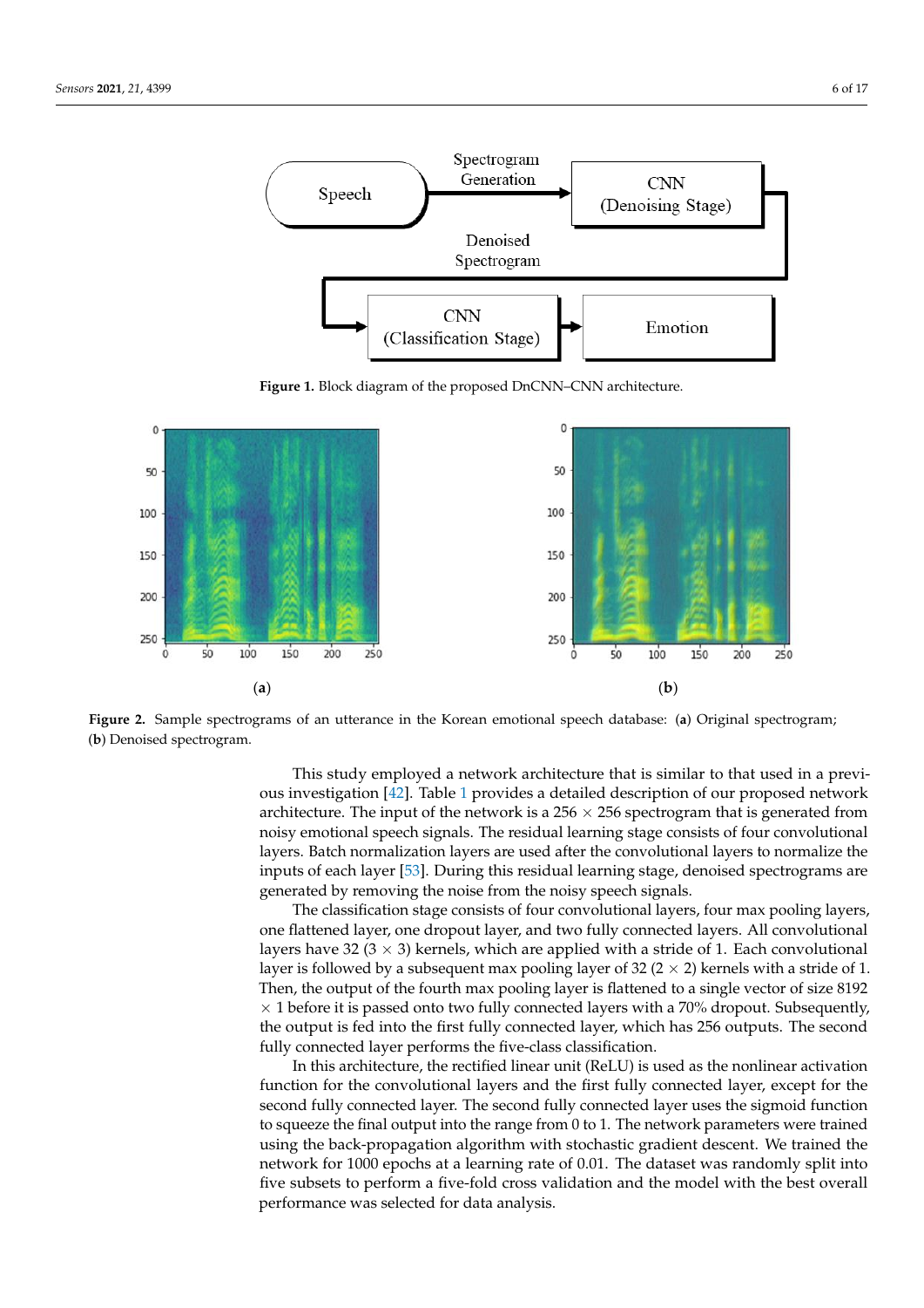Figure 1. Block diagram of the proposed DnCNN–CNN architecture.

Figure 2. Sample spectrograms of an utterance in the Korean emotional speech database: (a) Original spectrogram; (b) Denoised spectrogram.

This study employed a network architecture that is similar to that used in a previous investigation [42]. Table 1 provides a detailed description of our proposed network architecture. The input of the network is a 256 × 256 spectrogram that is generated from noisy emotional speech signals. The residual learning stage consists of four convolutional layers. Batch normalization layers are used after the convolutional layers to normalize the inputs of each layer [53]. During this residual learning stage, denoised spectrograms are generated by removing the noise from the noisy speech signals.

The classification stage consists of four convolutional layers, four max pooling layers, one flattened layer, one dropout layer, and two fully connected layers. All convolutional layers have 32 (3 × 3) kernels, which are applied with a stride of 1. Each convolutional layer is followed by a subsequent max pooling layer of 32 (2 × 2) kernels with a stride of 1. Then, the output of the fourth max pooling layer is flattened to a single vector of size 8192 × 1 before it is passed onto two fully connected layers with a 70% dropout. Subsequently, the output is fed into the first fully connected layer, which has 256 outputs. The second fully connected layer performs the five-class classification.

In this architecture, the rectified linear unit (ReLU) is used as the nonlinear activation function for the convolutional layers and the first fully connected layer, except for the second fully connected layer. The second fully connected layer uses the sigmoid function to squeeze the final output into the range from 0 to 1. The network parameters were trained using the back-propagation algorithm with stochastic gradient descent. We trained the network for 1000 epochs at a learning rate of 0.01. The dataset was randomly split into five subsets to perform a five-fold cross validation and the model with the best overall performance was selected for data analysis.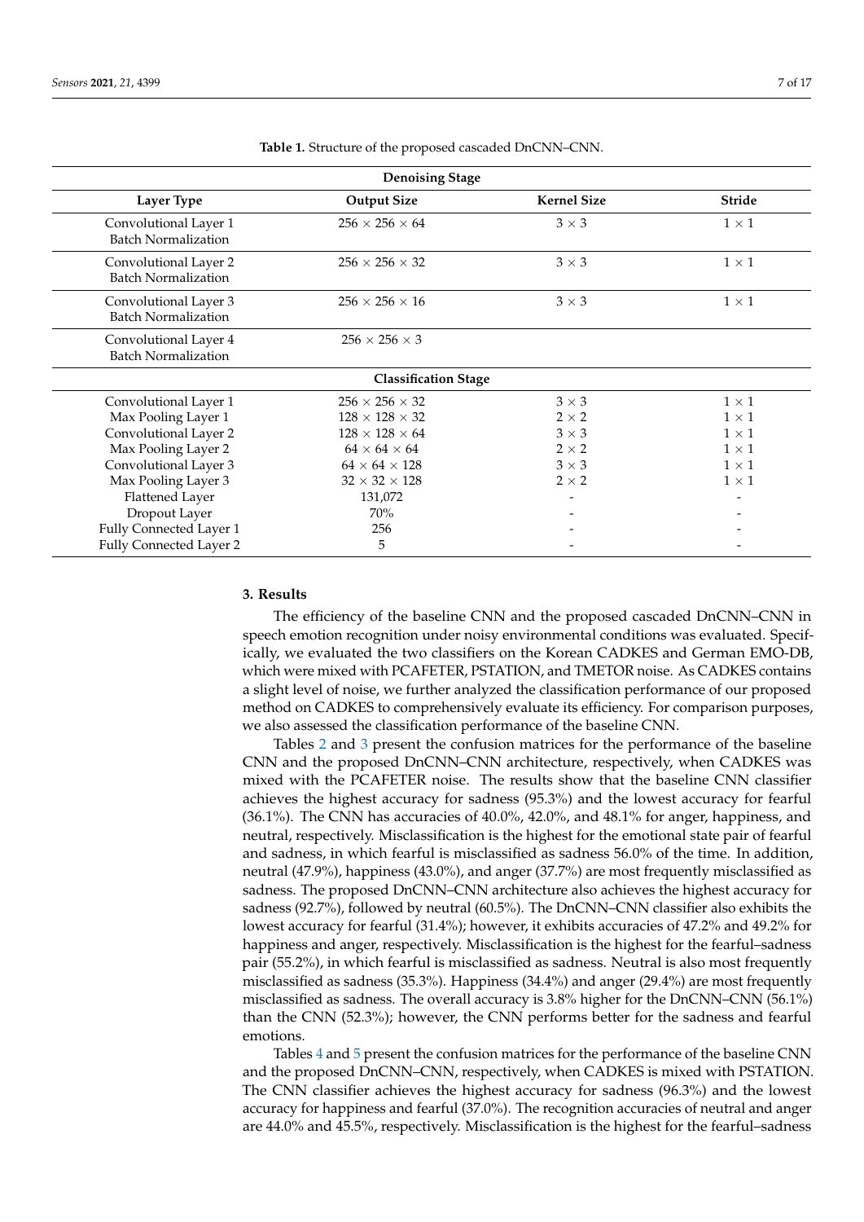**Table 1.** Structure of the proposed cascaded DnCNN–CNN.

| Layer Type | Output Size | Kernel Size | Stride |
|---|---|---|---|
| **Denoising Stage** | | | |
| Convolutional Layer 1<br>Batch Normalization | 256 × 256 × 64 | 3 × 3 | 1 × 1 |
| Convolutional Layer 2<br>Batch Normalization | 256 × 256 × 32 | 3 × 3 | 1 × 1 |
| Convolutional Layer 3<br>Batch Normalization | 256 × 256 × 16 | 3 × 3 | 1 × 1 |
| Convolutional Layer 4<br>Batch Normalization | 256 × 256 × 3 | | |
| **Classification Stage** | | | |
| Convolutional Layer 1 | 256 × 256 × 32 | 3 × 3 | 1 × 1 |
| Max Pooling Layer 1 | 128 × 128 × 32 | 2 × 2 | 1 × 1 |
| Convolutional Layer 2 | 128 × 128 × 64 | 3 × 3 | 1 × 1 |
| Max Pooling Layer 2 | 64 × 64 × 64 | 2 × 2 | 1 × 1 |
| Convolutional Layer 3 | 64 × 64 × 128 | 3 × 3 | 1 × 1 |
| Max Pooling Layer 3 | 32 × 32 × 128 | 2 × 2 | 1 × 1 |
| Flattened Layer | 131,072 | - | - |
| Dropout Layer | 70% | - | - |
| Fully Connected Layer 1 | 256 | - | - |
| Fully Connected Layer 2 | 5 | - | - |

## 3. Results

The efficiency of the baseline CNN and the proposed cascaded DnCNN–CNN in speech emotion recognition under noisy environmental conditions was evaluated. Specifically, we evaluated the two classifiers on the Korean CADKES and German EMO-DB, which were mixed with PCAFETER, PSTATION, and TMETOR noise. As CADKES contains a slight level of noise, we further analyzed the classification performance of our proposed method on CADKES to comprehensively evaluate its efficiency. For comparison purposes, we also assessed the classification performance of the baseline CNN.

Tables 2 and 3 present the confusion matrices for the performance of the baseline CNN and the proposed DnCNN–CNN architecture, respectively, when CADKES was mixed with the PCAFETER noise. The results show that the baseline CNN classifier achieves the highest accuracy for sadness (95.3%) and the lowest accuracy for fearful (36.1%). The CNN has accuracies of 40.0%, 42.0%, and 48.1% for anger, happiness, and neutral, respectively. Misclassification is the highest for the emotional state pair of fearful and sadness, in which fearful is misclassified as sadness 56.0% of the time. In addition, neutral (47.9%), happiness (43.0%), and anger (37.7%) are most frequently misclassified as sadness. The proposed DnCNN–CNN architecture also achieves the highest accuracy for sadness (92.7%), followed by neutral (60.5%). The DnCNN–CNN classifier also exhibits the lowest accuracy for fearful (31.4%); however, it exhibits accuracies of 47.2% and 49.2% for happiness and anger, respectively. Misclassification is the highest for the fearful–sadness pair (55.2%), in which fearful is misclassified as sadness. Neutral is also most frequently misclassified as sadness (35.3%). Happiness (34.4%) and anger (29.4%) are most frequently misclassified as sadness. The overall accuracy is 3.8% higher for the DnCNN–CNN (56.1%) than the CNN (52.3%); however, the CNN performs better for the sadness and fearful emotions.

Tables 4 and 5 present the confusion matrices for the performance of the baseline CNN and the proposed DnCNN–CNN, respectively, when CADKES is mixed with PSTATION. The CNN classifier achieves the highest accuracy for sadness (96.3%) and the lowest accuracy for happiness and fearful (37.0%). The recognition accuracies of neutral and anger are 44.0% and 45.5%, respectively. Misclassification is the highest for the fearful–sadness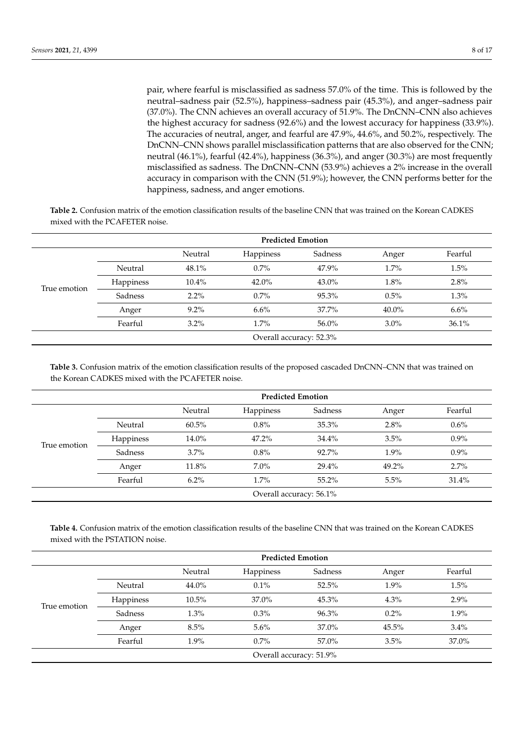pair, where fearful is misclassified as sadness 57.0% of the time. This is followed by the neutral–sadness pair (52.5%), happiness–sadness pair (45.3%), and anger–sadness pair (37.0%). The CNN achieves an overall accuracy of 51.9%. The DnCNN–CNN also achieves the highest accuracy for sadness (92.6%) and the lowest accuracy for happiness (33.9%). The accuracies of neutral, anger, and fearful are 47.9%, 44.6%, and 50.2%, respectively. The DnCNN–CNN shows parallel misclassification patterns that are also observed for the CNN; neutral (46.1%), fearful (42.4%), happiness (36.3%), and anger (30.3%) are most frequently misclassified as sadness. The DnCNN–CNN (53.9%) achieves a 2% increase in the overall accuracy in comparison with the CNN (51.9%); however, the CNN performs better for the happiness, sadness, and anger emotions.

**Table 2.** Confusion matrix of the emotion classification results of the baseline CNN that was trained on the Korean CADKES mixed with the PCAFETER noise.

| | | Predicted Emotion | | | | |
|---|---|---|---|---|---|---|
| | | Neutral | Happiness | Sadness | Anger | Fearful |
| True emotion | Neutral | 48.1% | 0.7% | 47.9% | 1.7% | 1.5% |
| | Happiness | 10.4% | 42.0% | 43.0% | 1.8% | 2.8% |
| | Sadness | 2.2% | 0.7% | 95.3% | 0.5% | 1.3% |
| | Anger | 9.2% | 6.6% | 37.7% | 40.0% | 6.6% |
| | Fearful | 3.2% | 1.7% | 56.0% | 3.0% | 36.1% |
| | | Overall accuracy: 52.3% | | | | |

**Table 3.** Confusion matrix of the emotion classification results of the proposed cascaded DnCNN–CNN that was trained on the Korean CADKES mixed with the PCAFETER noise.

| | | Predicted Emotion | | | | |
|---|---|---|---|---|---|---|
| | | Neutral | Happiness | Sadness | Anger | Fearful |
| True emotion | Neutral | 60.5% | 0.8% | 35.3% | 2.8% | 0.6% |
| | Happiness | 14.0% | 47.2% | 34.4% | 3.5% | 0.9% |
| | Sadness | 3.7% | 0.8% | 92.7% | 1.9% | 0.9% |
| | Anger | 11.8% | 7.0% | 29.4% | 49.2% | 2.7% |
| | Fearful | 6.2% | 1.7% | 55.2% | 5.5% | 31.4% |
| | | Overall accuracy: 56.1% | | | | |

**Table 4.** Confusion matrix of the emotion classification results of the baseline CNN that was trained on the Korean CADKES mixed with the PSTATION noise.

| | | Predicted Emotion | | | | |
|---|---|---|---|---|---|---|
| | | Neutral | Happiness | Sadness | Anger | Fearful |
| True emotion | Neutral | 44.0% | 0.1% | 52.5% | 1.9% | 1.5% |
| | Happiness | 10.5% | 37.0% | 45.3% | 4.3% | 2.9% |
| | Sadness | 1.3% | 0.3% | 96.3% | 0.2% | 1.9% |
| | Anger | 8.5% | 5.6% | 37.0% | 45.5% | 3.4% |
| | Fearful | 1.9% | 0.7% | 57.0% | 3.5% | 37.0% |
| | | Overall accuracy: 51.9% | | | | |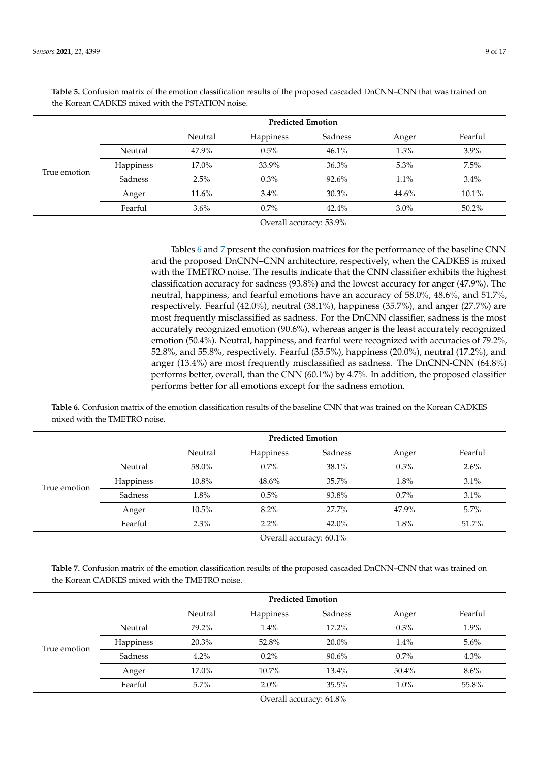**Table 5.** Confusion matrix of the emotion classification results of the proposed cascaded DnCNN–CNN that was trained on the Korean CADKES mixed with the PSTATION noise.

| | | Predicted Emotion | | | | |
|---|---|---|---|---|---|---|
| | | Neutral | Happiness | Sadness | Anger | Fearful |
| True emotion | Neutral | 47.9% | 0.5% | 46.1% | 1.5% | 3.9% |
| | Happiness | 17.0% | 33.9% | 36.3% | 5.3% | 7.5% |
| | Sadness | 2.5% | 0.3% | 92.6% | 1.1% | 3.4% |
| | Anger | 11.6% | 3.4% | 30.3% | 44.6% | 10.1% |
| | Fearful | 3.6% | 0.7% | 42.4% | 3.0% | 50.2% |
| Overall accuracy: 53.9% | | | | | | |

Tables 6 and 7 present the confusion matrices for the performance of the baseline CNN and the proposed DnCNN–CNN architecture, respectively, when the CADKES is mixed with the TMETRO noise. The results indicate that the CNN classifier exhibits the highest classification accuracy for sadness (93.8%) and the lowest accuracy for anger (47.9%). The neutral, happiness, and fearful emotions have an accuracy of 58.0%, 48.6%, and 51.7%, respectively. Fearful (42.0%), neutral (38.1%), happiness (35.7%), and anger (27.7%) are most frequently misclassified as sadness. For the DnCNN classifier, sadness is the most accurately recognized emotion (90.6%), whereas anger is the least accurately recognized emotion (50.4%). Neutral, happiness, and fearful were recognized with accuracies of 79.2%, 52.8%, and 55.8%, respectively. Fearful (35.5%), happiness (20.0%), neutral (17.2%), and anger (13.4%) are most frequently misclassified as sadness. The DnCNN-CNN (64.8%) performs better, overall, than the CNN (60.1%) by 4.7%. In addition, the proposed classifier performs better for all emotions except for the sadness emotion.

**Table 6.** Confusion matrix of the emotion classification results of the baseline CNN that was trained on the Korean CADKES mixed with the TMETRO noise.

| | | Predicted Emotion | | | | |
|---|---|---|---|---|---|---|
| | | Neutral | Happiness | Sadness | Anger | Fearful |
| True emotion | Neutral | 58.0% | 0.7% | 38.1% | 0.5% | 2.6% |
| | Happiness | 10.8% | 48.6% | 35.7% | 1.8% | 3.1% |
| | Sadness | 1.8% | 0.5% | 93.8% | 0.7% | 3.1% |
| | Anger | 10.5% | 8.2% | 27.7% | 47.9% | 5.7% |
| | Fearful | 2.3% | 2.2% | 42.0% | 1.8% | 51.7% |
| Overall accuracy: 60.1% | | | | | | |

**Table 7.** Confusion matrix of the emotion classification results of the proposed cascaded DnCNN–CNN that was trained on the Korean CADKES mixed with the TMETRO noise.

| | | Predicted Emotion | | | | |
|---|---|---|---|---|---|---|
| | | Neutral | Happiness | Sadness | Anger | Fearful |
| True emotion | Neutral | 79.2% | 1.4% | 17.2% | 0.3% | 1.9% |
| | Happiness | 20.3% | 52.8% | 20.0% | 1.4% | 5.6% |
| | Sadness | 4.2% | 0.2% | 90.6% | 0.7% | 4.3% |
| | Anger | 17.0% | 10.7% | 13.4% | 50.4% | 8.6% |
| | Fearful | 5.7% | 2.0% | 35.5% | 1.0% | 55.8% |
| Overall accuracy: 64.8% | | | | | | |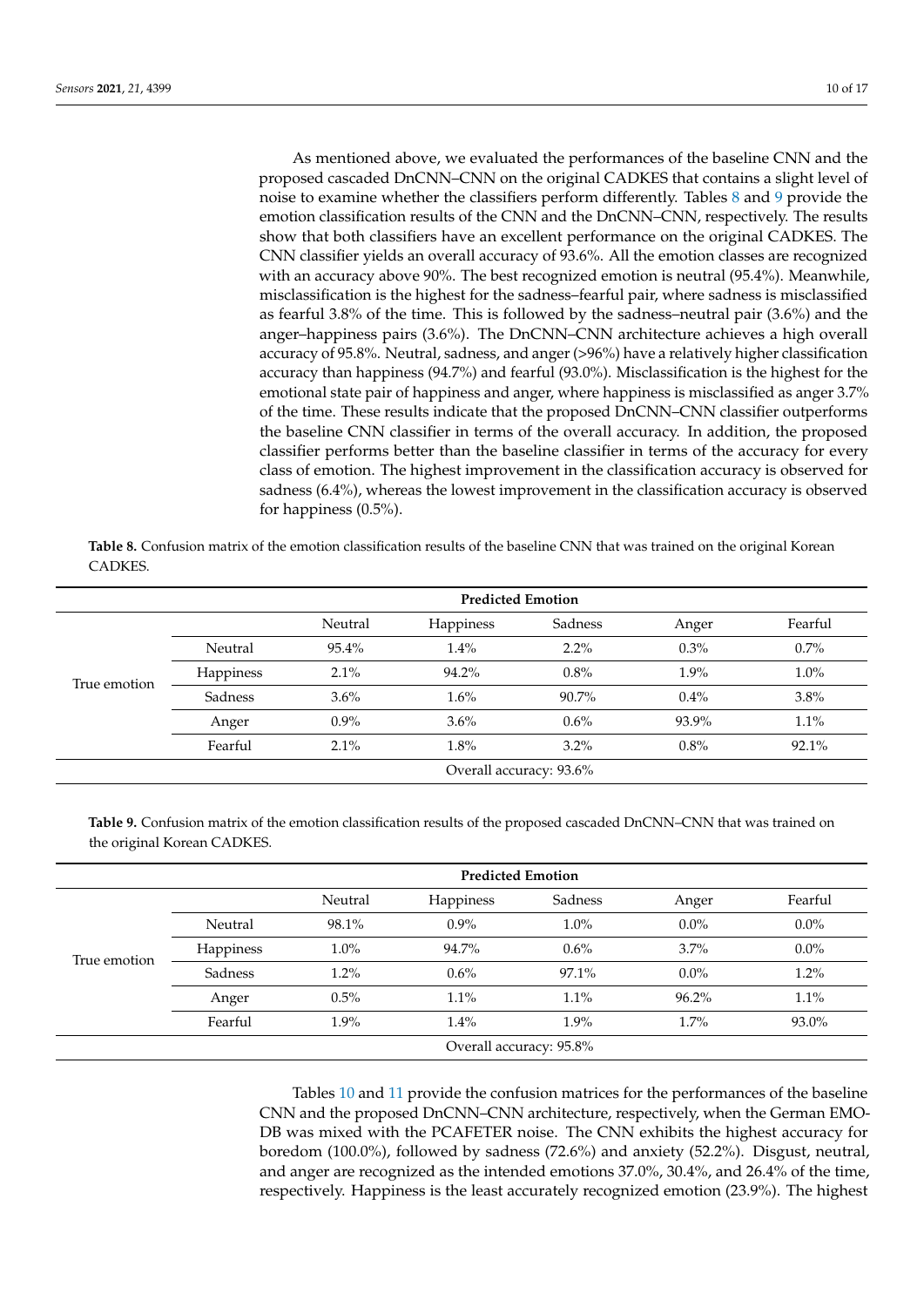As mentioned above, we evaluated the performances of the baseline CNN and the proposed cascaded DnCNN–CNN on the original CADKES that contains a slight level of noise to examine whether the classifiers perform differently. Tables 8 and 9 provide the emotion classification results of the CNN and the DnCNN–CNN, respectively. The results show that both classifiers have an excellent performance on the original CADKES. The CNN classifier yields an overall accuracy of 93.6%. All the emotion classes are recognized with an accuracy above 90%. The best recognized emotion is neutral (95.4%). Meanwhile, misclassification is the highest for the sadness–fearful pair, where sadness is misclassified as fearful 3.8% of the time. This is followed by the sadness–neutral pair (3.6%) and the anger–happiness pairs (3.6%). The DnCNN–CNN architecture achieves a high overall accuracy of 95.8%. Neutral, sadness, and anger (>96%) have a relatively higher classification accuracy than happiness (94.7%) and fearful (93.0%). Misclassification is the highest for the emotional state pair of happiness and anger, where happiness is misclassified as anger 3.7% of the time. These results indicate that the proposed DnCNN–CNN classifier outperforms the baseline CNN classifier in terms of the overall accuracy. In addition, the proposed classifier performs better than the baseline classifier in terms of the accuracy for every class of emotion. The highest improvement in the classification accuracy is observed for sadness (6.4%), whereas the lowest improvement in the classification accuracy is observed for happiness (0.5%).

**Table 8.** Confusion matrix of the emotion classification results of the baseline CNN that was trained on the original Korean CADKES.

| | | **Predicted Emotion** | | | | |
|---|---|---|---|---|---|---|
| | | Neutral | Happiness | Sadness | Anger | Fearful |
| True emotion | Neutral | 95.4% | 1.4% | 2.2% | 0.3% | 0.7% |
| | Happiness | 2.1% | 94.2% | 0.8% | 1.9% | 1.0% |
| | Sadness | 3.6% | 1.6% | 90.7% | 0.4% | 3.8% |
| | Anger | 0.9% | 3.6% | 0.6% | 93.9% | 1.1% |
| | Fearful | 2.1% | 1.8% | 3.2% | 0.8% | 92.1% |
| | | Overall accuracy: 93.6% | | | | |

**Table 9.** Confusion matrix of the emotion classification results of the proposed cascaded DnCNN–CNN that was trained on the original Korean CADKES.

| | | **Predicted Emotion** | | | | |
|---|---|---|---|---|---|---|
| | | Neutral | Happiness | Sadness | Anger | Fearful |
| True emotion | Neutral | 98.1% | 0.9% | 1.0% | 0.0% | 0.0% |
| | Happiness | 1.0% | 94.7% | 0.6% | 3.7% | 0.0% |
| | Sadness | 1.2% | 0.6% | 97.1% | 0.0% | 1.2% |
| | Anger | 0.5% | 1.1% | 1.1% | 96.2% | 1.1% |
| | Fearful | 1.9% | 1.4% | 1.9% | 1.7% | 93.0% |
| | | Overall accuracy: 95.8% | | | | |

Tables 10 and 11 provide the confusion matrices for the performances of the baseline CNN and the proposed DnCNN–CNN architecture, respectively, when the German EMO-DB was mixed with the PCAFETER noise. The CNN exhibits the highest accuracy for boredom (100.0%), followed by sadness (72.6%) and anxiety (52.2%). Disgust, neutral, and anger are recognized as the intended emotions 37.0%, 30.4%, and 26.4% of the time, respectively. Happiness is the least accurately recognized emotion (23.9%). The highest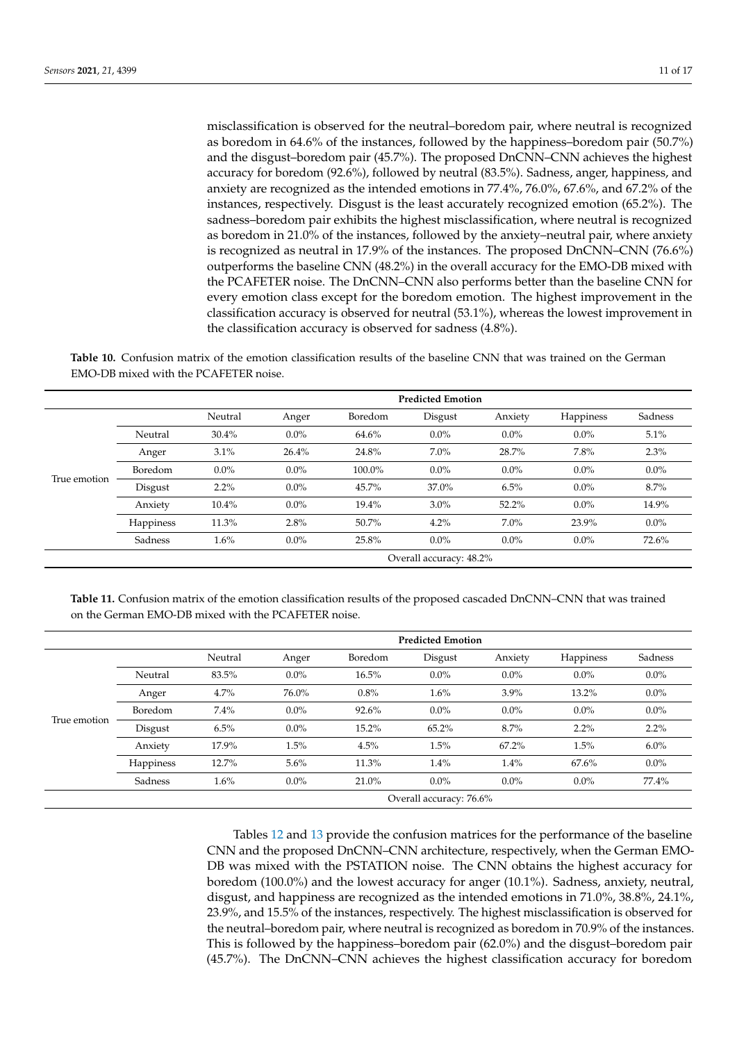misclassification is observed for the neutral–boredom pair, where neutral is recognized as boredom in 64.6% of the instances, followed by the happiness–boredom pair (50.7%) and the disgust–boredom pair (45.7%). The proposed DnCNN–CNN achieves the highest accuracy for boredom (92.6%), followed by neutral (83.5%). Sadness, anger, happiness, and anxiety are recognized as the intended emotions in 77.4%, 76.0%, 67.6%, and 67.2% of the instances, respectively. Disgust is the least accurately recognized emotion (65.2%). The sadness–boredom pair exhibits the highest misclassification, where neutral is recognized as boredom in 21.0% of the instances, followed by the anxiety–neutral pair, where anxiety is recognized as neutral in 17.9% of the instances. The proposed DnCNN–CNN (76.6%) outperforms the baseline CNN (48.2%) in the overall accuracy for the EMO-DB mixed with the PCAFETER noise. The DnCNN–CNN also performs better than the baseline CNN for every emotion class except for the boredom emotion. The highest improvement in the classification accuracy is observed for neutral (53.1%), whereas the lowest improvement in the classification accuracy is observed for sadness (4.8%).

**Table 10.** Confusion matrix of the emotion classification results of the baseline CNN that was trained on the German EMO-DB mixed with the PCAFETER noise.

| | | **Predicted Emotion** | | | | | | |
|---|---|---|---|---|---|---|---|---|
| | | Neutral | Anger | Boredom | Disgust | Anxiety | Happiness | Sadness |
| True emotion | Neutral | 30.4% | 0.0% | 64.6% | 0.0% | 0.0% | 0.0% | 5.1% |
| | Anger | 3.1% | 26.4% | 24.8% | 7.0% | 28.7% | 7.8% | 2.3% |
| | Boredom | 0.0% | 0.0% | 100.0% | 0.0% | 0.0% | 0.0% | 0.0% |
| | Disgust | 2.2% | 0.0% | 45.7% | 37.0% | 6.5% | 0.0% | 8.7% |
| | Anxiety | 10.4% | 0.0% | 19.4% | 3.0% | 52.2% | 0.0% | 14.9% |
| | Happiness | 11.3% | 2.8% | 50.7% | 4.2% | 7.0% | 23.9% | 0.0% |
| | Sadness | 1.6% | 0.0% | 25.8% | 0.0% | 0.0% | 0.0% | 72.6% |
| | | | | | Overall accuracy: 48.2% | | | |

**Table 11.** Confusion matrix of the emotion classification results of the proposed cascaded DnCNN–CNN that was trained on the German EMO-DB mixed with the PCAFETER noise.

| | | **Predicted Emotion** | | | | | | |
|---|---|---|---|---|---|---|---|---|
| | | Neutral | Anger | Boredom | Disgust | Anxiety | Happiness | Sadness |
| True emotion | Neutral | 83.5% | 0.0% | 16.5% | 0.0% | 0.0% | 0.0% | 0.0% |
| | Anger | 4.7% | 76.0% | 0.8% | 1.6% | 3.9% | 13.2% | 0.0% |
| | Boredom | 7.4% | 0.0% | 92.6% | 0.0% | 0.0% | 0.0% | 0.0% |
| | Disgust | 6.5% | 0.0% | 15.2% | 65.2% | 8.7% | 2.2% | 2.2% |
| | Anxiety | 17.9% | 1.5% | 4.5% | 1.5% | 67.2% | 1.5% | 6.0% |
| | Happiness | 12.7% | 5.6% | 11.3% | 1.4% | 1.4% | 67.6% | 0.0% |
| | Sadness | 1.6% | 0.0% | 21.0% | 0.0% | 0.0% | 0.0% | 77.4% |
| | | | | | Overall accuracy: 76.6% | | | |

Tables 12 and 13 provide the confusion matrices for the performance of the baseline CNN and the proposed DnCNN–CNN architecture, respectively, when the German EMO-DB was mixed with the PSTATION noise. The CNN obtains the highest accuracy for boredom (100.0%) and the lowest accuracy for anger (10.1%). Sadness, anxiety, neutral, disgust, and happiness are recognized as the intended emotions in 71.0%, 38.8%, 24.1%, 23.9%, and 15.5% of the instances, respectively. The highest misclassification is observed for the neutral–boredom pair, where neutral is recognized as boredom in 70.9% of the instances. This is followed by the happiness–boredom pair (62.0%) and the disgust–boredom pair (45.7%). The DnCNN–CNN achieves the highest classification accuracy for boredom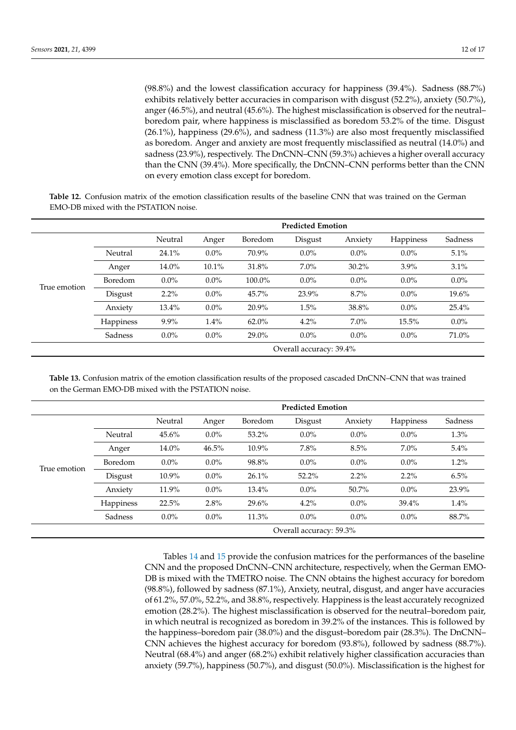(98.8%) and the lowest classification accuracy for happiness (39.4%). Sadness (88.7%) exhibits relatively better accuracies in comparison with disgust (52.2%), anxiety (50.7%), anger (46.5%), and neutral (45.6%). The highest misclassification is observed for the neutral–boredom pair, where happiness is misclassified as boredom 53.2% of the time. Disgust (26.1%), happiness (29.6%), and sadness (11.3%) are also most frequently misclassified as boredom. Anger and anxiety are most frequently misclassified as neutral (14.0%) and sadness (23.9%), respectively. The DnCNN–CNN (59.3%) achieves a higher overall accuracy than the CNN (39.4%). More specifically, the DnCNN–CNN performs better than the CNN on every emotion class except for boredom.

**Table 12.** Confusion matrix of the emotion classification results of the baseline CNN that was trained on the German EMO-DB mixed with the PSTATION noise.

| | | Predicted Emotion | | | | | | |
|---|---|---|---|---|---|---|---|---|
| | | Neutral | Anger | Boredom | Disgust | Anxiety | Happiness | Sadness |
| True emotion | Neutral | 24.1% | 0.0% | 70.9% | 0.0% | 0.0% | 0.0% | 5.1% |
| | Anger | 14.0% | 10.1% | 31.8% | 7.0% | 30.2% | 3.9% | 3.1% |
| | Boredom | 0.0% | 0.0% | 100.0% | 0.0% | 0.0% | 0.0% | 0.0% |
| | Disgust | 2.2% | 0.0% | 45.7% | 23.9% | 8.7% | 0.0% | 19.6% |
| | Anxiety | 13.4% | 0.0% | 20.9% | 1.5% | 38.8% | 0.0% | 25.4% |
| | Happiness | 9.9% | 1.4% | 62.0% | 4.2% | 7.0% | 15.5% | 0.0% |
| | Sadness | 0.0% | 0.0% | 29.0% | 0.0% | 0.0% | 0.0% | 71.0% |
| | | Overall accuracy: 39.4% | | | | | | |

**Table 13.** Confusion matrix of the emotion classification results of the proposed cascaded DnCNN–CNN that was trained on the German EMO-DB mixed with the PSTATION noise.

| | | Predicted Emotion | | | | | | |
|---|---|---|---|---|---|---|---|---|
| | | Neutral | Anger | Boredom | Disgust | Anxiety | Happiness | Sadness |
| True emotion | Neutral | 45.6% | 0.0% | 53.2% | 0.0% | 0.0% | 0.0% | 1.3% |
| | Anger | 14.0% | 46.5% | 10.9% | 7.8% | 8.5% | 7.0% | 5.4% |
| | Boredom | 0.0% | 0.0% | 98.8% | 0.0% | 0.0% | 0.0% | 1.2% |
| | Disgust | 10.9% | 0.0% | 26.1% | 52.2% | 2.2% | 2.2% | 6.5% |
| | Anxiety | 11.9% | 0.0% | 13.4% | 0.0% | 50.7% | 0.0% | 23.9% |
| | Happiness | 22.5% | 2.8% | 29.6% | 4.2% | 0.0% | 39.4% | 1.4% |
| | Sadness | 0.0% | 0.0% | 11.3% | 0.0% | 0.0% | 0.0% | 88.7% |
| | | Overall accuracy: 59.3% | | | | | | |

Tables 14 and 15 provide the confusion matrices for the performances of the baseline CNN and the proposed DnCNN–CNN architecture, respectively, when the German EMO-DB is mixed with the TMETRO noise. The CNN obtains the highest accuracy for boredom (98.8%), followed by sadness (87.1%). Anxiety, neutral, disgust, and anger have accuracies of 61.2%, 57.0%, 52.2%, and 38.8%, respectively. Happiness is the least accurately recognized emotion (28.2%). The highest misclassification is observed for the neutral–boredom pair, in which neutral is recognized as boredom in 39.2% of the instances. This is followed by the happiness–boredom pair (38.0%) and the disgust–boredom pair (28.3%). The DnCNN–CNN achieves the highest accuracy for boredom (93.8%), followed by sadness (88.7%). Neutral (68.4%) and anger (68.2%) exhibit relatively higher classification accuracies than anxiety (59.7%), happiness (50.7%), and disgust (50.0%). Misclassification is the highest for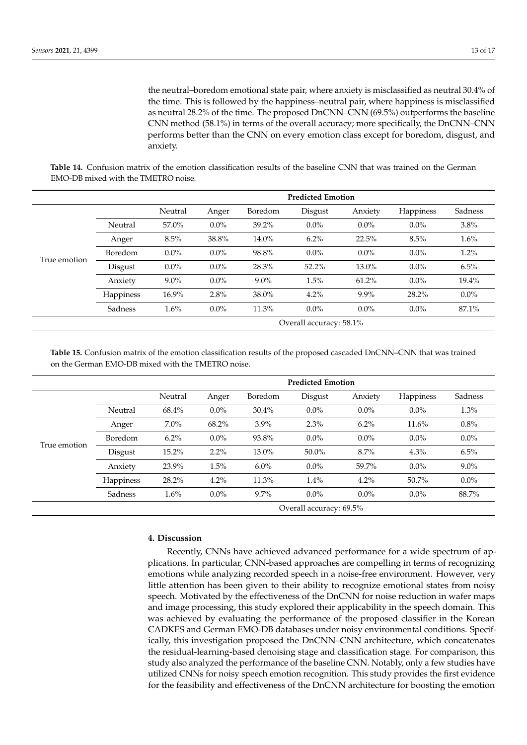the neutral–boredom emotional state pair, where anxiety is misclassified as neutral 30.4% of the time. This is followed by the happiness–neutral pair, where happiness is misclassified as neutral 28.2% of the time. The proposed DnCNN–CNN (69.5%) outperforms the baseline CNN method (58.1%) in terms of the overall accuracy; more specifically, the DnCNN–CNN performs better than the CNN on every emotion class except for boredom, disgust, and anxiety.

**Table 14.** Confusion matrix of the emotion classification results of the baseline CNN that was trained on the German EMO-DB mixed with the TMETRO noise.

| | | Predicted Emotion | | | | | | |
|---|---|---|---|---|---|---|---|---|
| | | Neutral | Anger | Boredom | Disgust | Anxiety | Happiness | Sadness |
| True emotion | Neutral | 57.0% | 0.0% | 39.2% | 0.0% | 0.0% | 0.0% | 3.8% |
| | Anger | 8.5% | 38.8% | 14.0% | 6.2% | 22.5% | 8.5% | 1.6% |
| | Boredom | 0.0% | 0.0% | 98.8% | 0.0% | 0.0% | 0.0% | 1.2% |
| | Disgust | 0.0% | 0.0% | 28.3% | 52.2% | 13.0% | 0.0% | 6.5% |
| | Anxiety | 9.0% | 0.0% | 9.0% | 1.5% | 61.2% | 0.0% | 19.4% |
| | Happiness | 16.9% | 2.8% | 38.0% | 4.2% | 9.9% | 28.2% | 0.0% |
| | Sadness | 1.6% | 0.0% | 11.3% | 0.0% | 0.0% | 0.0% | 87.1% |
| | | Overall accuracy: 58.1% | | | | | | |

**Table 15.** Confusion matrix of the emotion classification results of the proposed cascaded DnCNN–CNN that was trained on the German EMO-DB mixed with the TMETRO noise.

| | | Predicted Emotion | | | | | | |
|---|---|---|---|---|---|---|---|---|
| | | Neutral | Anger | Boredom | Disgust | Anxiety | Happiness | Sadness |
| True emotion | Neutral | 68.4% | 0.0% | 30.4% | 0.0% | 0.0% | 0.0% | 1.3% |
| | Anger | 7.0% | 68.2% | 3.9% | 2.3% | 6.2% | 11.6% | 0.8% |
| | Boredom | 6.2% | 0.0% | 93.8% | 0.0% | 0.0% | 0.0% | 0.0% |
| | Disgust | 15.2% | 2.2% | 13.0% | 50.0% | 8.7% | 4.3% | 6.5% |
| | Anxiety | 23.9% | 1.5% | 6.0% | 0.0% | 59.7% | 0.0% | 9.0% |
| | Happiness | 28.2% | 4.2% | 11.3% | 1.4% | 4.2% | 50.7% | 0.0% |
| | Sadness | 1.6% | 0.0% | 9.7% | 0.0% | 0.0% | 0.0% | 88.7% |
| | | Overall accuracy: 69.5% | | | | | | |

## 4. Discussion

Recently, CNNs have achieved advanced performance for a wide spectrum of applications. In particular, CNN-based approaches are compelling in terms of recognizing emotions while analyzing recorded speech in a noise-free environment. However, very little attention has been given to their ability to recognize emotional states from noisy speech. Motivated by the effectiveness of the DnCNN for noise reduction in wafer maps and image processing, this study explored their applicability in the speech domain. This was achieved by evaluating the performance of the proposed classifier in the Korean CADKES and German EMO-DB databases under noisy environmental conditions. Specifically, this investigation proposed the DnCNN–CNN architecture, which concatenates the residual-learning-based denoising stage and classification stage. For comparison, this study also analyzed the performance of the baseline CNN. Notably, only a few studies have utilized CNNs for noisy speech emotion recognition. This study provides the first evidence for the feasibility and effectiveness of the DnCNN architecture for boosting the emotion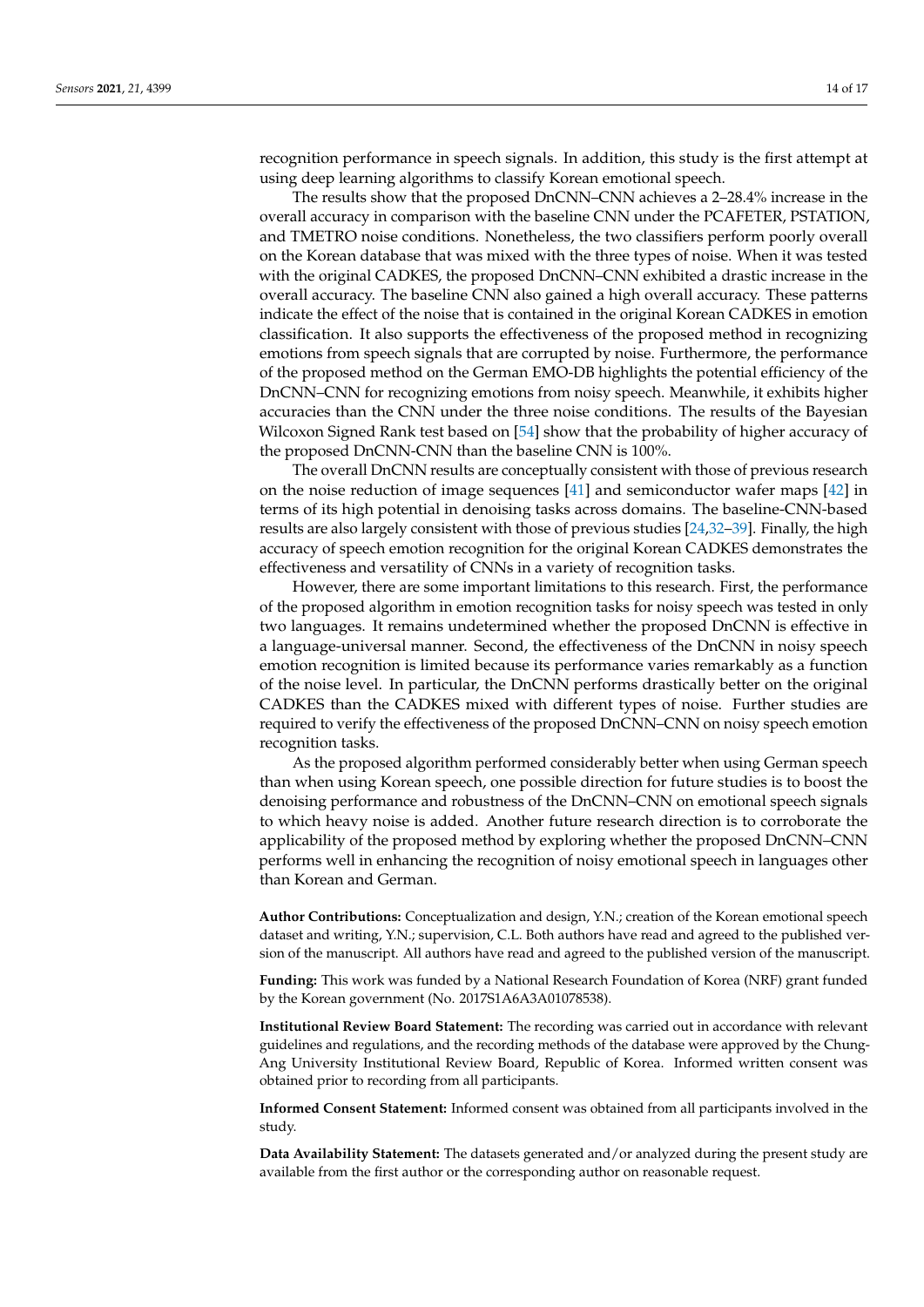recognition performance in speech signals. In addition, this study is the first attempt at using deep learning algorithms to classify Korean emotional speech.

The results show that the proposed DnCNN–CNN achieves a 2–28.4% increase in the overall accuracy in comparison with the baseline CNN under the PCAFETER, PSTATION, and TMETRO noise conditions. Nonetheless, the two classifiers perform poorly overall on the Korean database that was mixed with the three types of noise. When it was tested with the original CADKES, the proposed DnCNN–CNN exhibited a drastic increase in the overall accuracy. The baseline CNN also gained a high overall accuracy. These patterns indicate the effect of the noise that is contained in the original Korean CADKES in emotion classification. It also supports the effectiveness of the proposed method in recognizing emotions from speech signals that are corrupted by noise. Furthermore, the performance of the proposed method on the German EMO-DB highlights the potential efficiency of the DnCNN–CNN for recognizing emotions from noisy speech. Meanwhile, it exhibits higher accuracies than the CNN under the three noise conditions. The results of the Bayesian Wilcoxon Signed Rank test based on [54] show that the probability of higher accuracy of the proposed DnCNN-CNN than the baseline CNN is 100%.

The overall DnCNN results are conceptually consistent with those of previous research on the noise reduction of image sequences [41] and semiconductor wafer maps [42] in terms of its high potential in denoising tasks across domains. The baseline-CNN-based results are also largely consistent with those of previous studies [24,32–39]. Finally, the high accuracy of speech emotion recognition for the original Korean CADKES demonstrates the effectiveness and versatility of CNNs in a variety of recognition tasks.

However, there are some important limitations to this research. First, the performance of the proposed algorithm in emotion recognition tasks for noisy speech was tested in only two languages. It remains undetermined whether the proposed DnCNN is effective in a language-universal manner. Second, the effectiveness of the DnCNN in noisy speech emotion recognition is limited because its performance varies remarkably as a function of the noise level. In particular, the DnCNN performs drastically better on the original CADKES than the CADKES mixed with different types of noise. Further studies are required to verify the effectiveness of the proposed DnCNN–CNN on noisy speech emotion recognition tasks.

As the proposed algorithm performed considerably better when using German speech than when using Korean speech, one possible direction for future studies is to boost the denoising performance and robustness of the DnCNN–CNN on emotional speech signals to which heavy noise is added. Another future research direction is to corroborate the applicability of the proposed method by exploring whether the proposed DnCNN–CNN performs well in enhancing the recognition of noisy emotional speech in languages other than Korean and German.

**Author Contributions:** Conceptualization and design, Y.N.; creation of the Korean emotional speech dataset and writing, Y.N.; supervision, C.L. Both authors have read and agreed to the published version of the manuscript. All authors have read and agreed to the published version of the manuscript.

**Funding:** This work was funded by a National Research Foundation of Korea (NRF) grant funded by the Korean government (No. 2017S1A6A3A01078538).

**Institutional Review Board Statement:** The recording was carried out in accordance with relevant guidelines and regulations, and the recording methods of the database were approved by the Chung-Ang University Institutional Review Board, Republic of Korea. Informed written consent was obtained prior to recording from all participants.

**Informed Consent Statement:** Informed consent was obtained from all participants involved in the study.

**Data Availability Statement:** The datasets generated and/or analyzed during the present study are available from the first author or the corresponding author on reasonable request.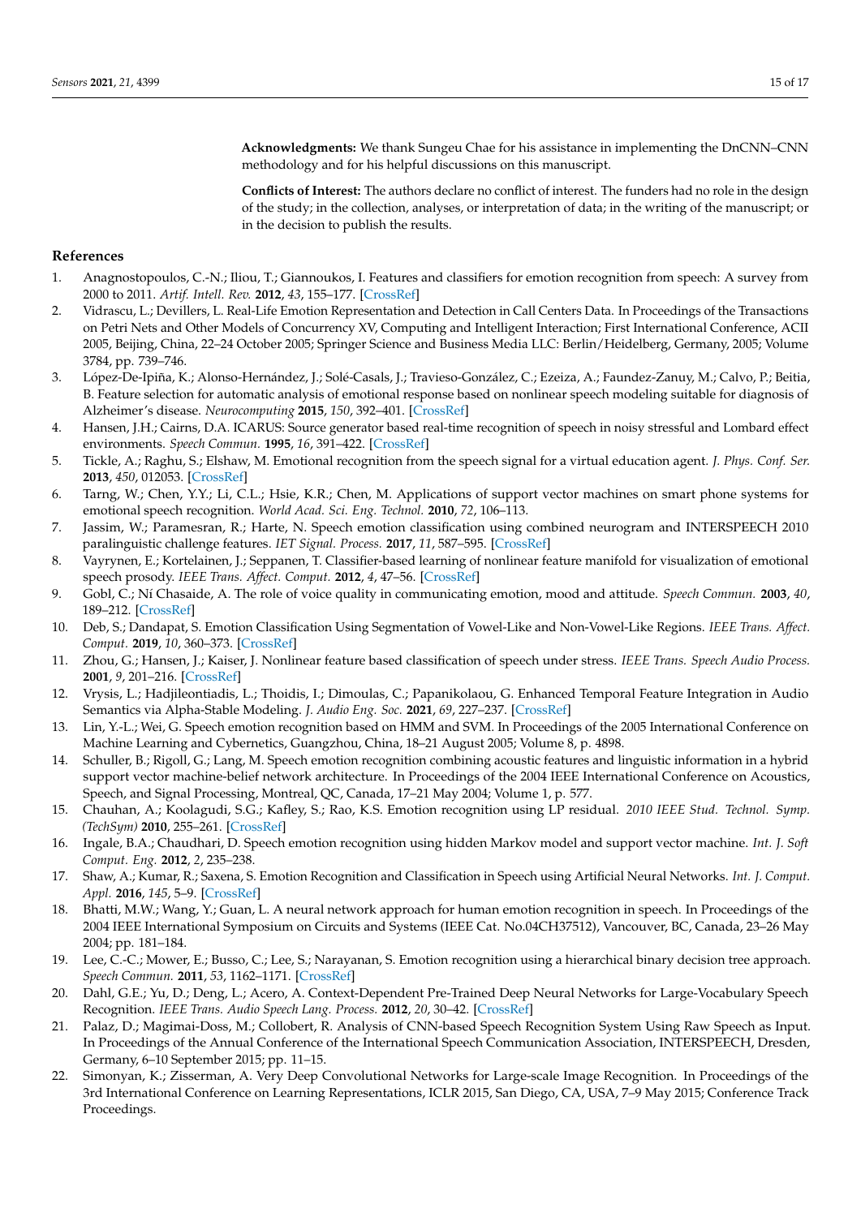**Acknowledgments:** We thank Sungeu Chae for his assistance in implementing the DnCNN–CNN methodology and for his helpful discussions on this manuscript.

**Conflicts of Interest:** The authors declare no conflict of interest. The funders had no role in the design of the study; in the collection, analyses, or interpretation of data; in the writing of the manuscript; or in the decision to publish the results.

## References

1. Anagnostopoulos, C.-N.; Iliou, T.; Giannoukos, I. Features and classifiers for emotion recognition from speech: A survey from 2000 to 2011. *Artif. Intell. Rev.* **2012**, *43*, 155–177. [CrossRef]
2. Vidrascu, L.; Devillers, L. Real-Life Emotion Representation and Detection in Call Centers Data. In Proceedings of the Transactions on Petri Nets and Other Models of Concurrency XV, Computing and Intelligent Interaction; First International Conference, ACII 2005, Beijing, China, 22–24 October 2005; Springer Science and Business Media LLC: Berlin/Heidelberg, Germany, 2005; Volume 3784, pp. 739–746.
3. López-De-Ipiña, K.; Alonso-Hernández, J.; Solé-Casals, J.; Travieso-González, C.; Ezeiza, A.; Faundez-Zanuy, M.; Calvo, P.; Beitia, B. Feature selection for automatic analysis of emotional response based on nonlinear speech modeling suitable for diagnosis of Alzheimer's disease. *Neurocomputing* **2015**, *150*, 392–401. [CrossRef]
4. Hansen, J.H.; Cairns, D.A. ICARUS: Source generator based real-time recognition of speech in noisy stressful and Lombard effect environments. *Speech Commun.* **1995**, *16*, 391–422. [CrossRef]
5. Tickle, A.; Raghu, S.; Elshaw, M. Emotional recognition from the speech signal for a virtual education agent. *J. Phys. Conf. Ser.* **2013**, *450*, 012053. [CrossRef]
6. Tarng, W.; Chen, Y.Y.; Li, C.L.; Hsie, K.R.; Chen, M. Applications of support vector machines on smart phone systems for emotional speech recognition. *World Acad. Sci. Eng. Technol.* **2010**, *72*, 106–113.
7. Jassim, W.; Paramesran, R.; Harte, N. Speech emotion classification using combined neurogram and INTERSPEECH 2010 paralinguistic challenge features. *IET Signal. Process.* **2017**, *11*, 587–595. [CrossRef]
8. Vayrynen, E.; Kortelainen, J.; Seppanen, T. Classifier-based learning of nonlinear feature manifold for visualization of emotional speech prosody. *IEEE Trans. Affect. Comput.* **2012**, *4*, 47–56. [CrossRef]
9. Gobl, C.; Ní Chasaide, A. The role of voice quality in communicating emotion, mood and attitude. *Speech Commun.* **2003**, *40*, 189–212. [CrossRef]
10. Deb, S.; Dandapat, S. Emotion Classification Using Segmentation of Vowel-Like and Non-Vowel-Like Regions. *IEEE Trans. Affect. Comput.* **2019**, *10*, 360–373. [CrossRef]
11. Zhou, G.; Hansen, J.; Kaiser, J. Nonlinear feature based classification of speech under stress. *IEEE Trans. Speech Audio Process.* **2001**, *9*, 201–216. [CrossRef]
12. Vrysis, L.; Hadjileontiadis, L.; Thoidis, I.; Dimoulas, C.; Papanikolaou, G. Enhanced Temporal Feature Integration in Audio Semantics via Alpha-Stable Modeling. *J. Audio Eng. Soc.* **2021**, *69*, 227–237. [CrossRef]
13. Lin, Y.-L.; Wei, G. Speech emotion recognition based on HMM and SVM. In Proceedings of the 2005 International Conference on Machine Learning and Cybernetics, Guangzhou, China, 18–21 August 2005; Volume 8, p. 4898.
14. Schuller, B.; Rigoll, G.; Lang, M. Speech emotion recognition combining acoustic features and linguistic information in a hybrid support vector machine-belief network architecture. In Proceedings of the 2004 IEEE International Conference on Acoustics, Speech, and Signal Processing, Montreal, QC, Canada, 17–21 May 2004; Volume 1, p. 577.
15. Chauhan, A.; Koolagudi, S.G.; Kafley, S.; Rao, K.S. Emotion recognition using LP residual. *2010 IEEE Stud. Technol. Symp. (TechSym)* **2010**, 255–261. [CrossRef]
16. Ingale, B.A.; Chaudhari, D. Speech emotion recognition using hidden Markov model and support vector machine. *Int. J. Soft Comput. Eng.* **2012**, *2*, 235–238.
17. Shaw, A.; Kumar, R.; Saxena, S. Emotion Recognition and Classification in Speech using Artificial Neural Networks. *Int. J. Comput. Appl.* **2016**, *145*, 5–9. [CrossRef]
18. Bhatti, M.W.; Wang, Y.; Guan, L. A neural network approach for human emotion recognition in speech. In Proceedings of the 2004 IEEE International Symposium on Circuits and Systems (IEEE Cat. No.04CH37512), Vancouver, BC, Canada, 23–26 May 2004; pp. 181–184.
19. Lee, C.-C.; Mower, E.; Busso, C.; Lee, S.; Narayanan, S. Emotion recognition using a hierarchical binary decision tree approach. *Speech Commun.* **2011**, *53*, 1162–1171. [CrossRef]
20. Dahl, G.E.; Yu, D.; Deng, L.; Acero, A. Context-Dependent Pre-Trained Deep Neural Networks for Large-Vocabulary Speech Recognition. *IEEE Trans. Audio Speech Lang. Process.* **2012**, *20*, 30–42. [CrossRef]
21. Palaz, D.; Magimai-Doss, M.; Collobert, R. Analysis of CNN-based Speech Recognition System Using Raw Speech as Input. In Proceedings of the Annual Conference of the International Speech Communication Association, INTERSPEECH, Dresden, Germany, 6–10 September 2015; pp. 11–15.
22. Simonyan, K.; Zisserman, A. Very Deep Convolutional Networks for Large-scale Image Recognition. In Proceedings of the 3rd International Conference on Learning Representations, ICLR 2015, San Diego, CA, USA, 7–9 May 2015; Conference Track Proceedings.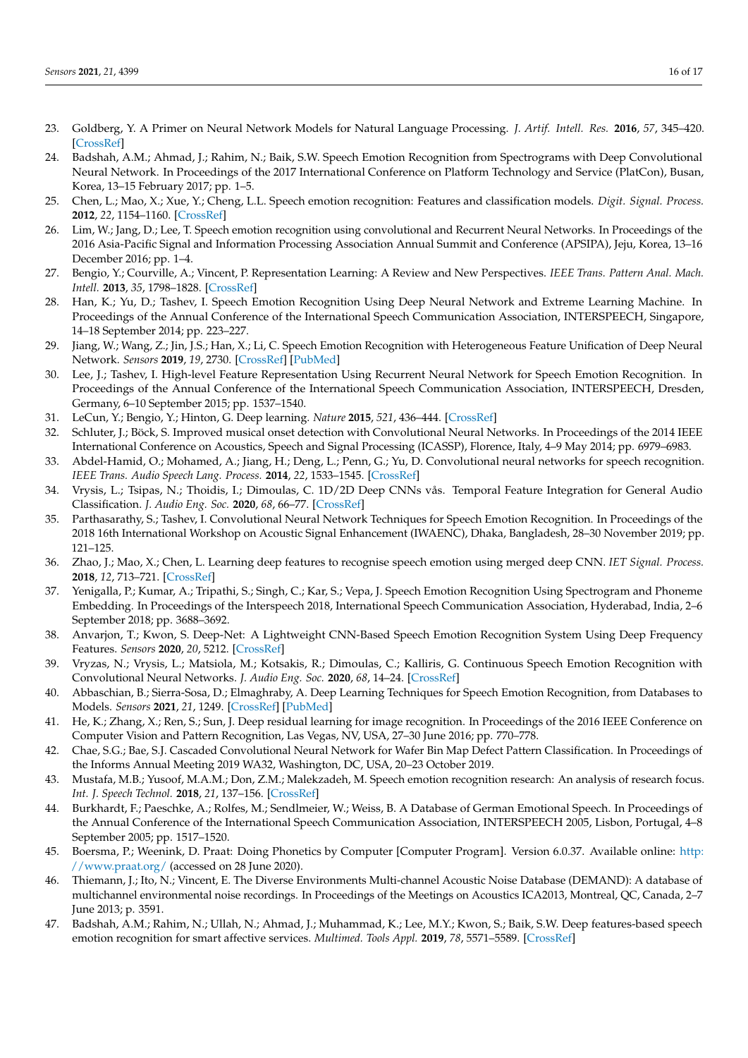23. Goldberg, Y. A Primer on Neural Network Models for Natural Language Processing. *J. Artif. Intell. Res.* **2016**, *57*, 345–420. [CrossRef]
24. Badshah, A.M.; Ahmad, J.; Rahim, N.; Baik, S.W. Speech Emotion Recognition from Spectrograms with Deep Convolutional Neural Network. In Proceedings of the 2017 International Conference on Platform Technology and Service (PlatCon), Busan, Korea, 13–15 February 2017; pp. 1–5.
25. Chen, L.; Mao, X.; Xue, Y.; Cheng, L.L. Speech emotion recognition: Features and classification models. *Digit. Signal. Process.* **2012**, *22*, 1154–1160. [CrossRef]
26. Lim, W.; Jang, D.; Lee, T. Speech emotion recognition using convolutional and Recurrent Neural Networks. In Proceedings of the 2016 Asia-Pacific Signal and Information Processing Association Annual Summit and Conference (APSIPA), Jeju, Korea, 13–16 December 2016; pp. 1–4.
27. Bengio, Y.; Courville, A.; Vincent, P. Representation Learning: A Review and New Perspectives. *IEEE Trans. Pattern Anal. Mach. Intell.* **2013**, *35*, 1798–1828. [CrossRef]
28. Han, K.; Yu, D.; Tashev, I. Speech Emotion Recognition Using Deep Neural Network and Extreme Learning Machine. In Proceedings of the Annual Conference of the International Speech Communication Association, INTERSPEECH, Singapore, 14–18 September 2014; pp. 223–227.
29. Jiang, W.; Wang, Z.; Jin, J.S.; Han, X.; Li, C. Speech Emotion Recognition with Heterogeneous Feature Unification of Deep Neural Network. *Sensors* **2019**, *19*, 2730. [CrossRef] [PubMed]
30. Lee, J.; Tashev, I. High-level Feature Representation Using Recurrent Neural Network for Speech Emotion Recognition. In Proceedings of the Annual Conference of the International Speech Communication Association, INTERSPEECH, Dresden, Germany, 6–10 September 2015; pp. 1537–1540.
31. LeCun, Y.; Bengio, Y.; Hinton, G. Deep learning. *Nature* **2015**, *521*, 436–444. [CrossRef]
32. Schluter, J.; Böck, S. Improved musical onset detection with Convolutional Neural Networks. In Proceedings of the 2014 IEEE International Conference on Acoustics, Speech and Signal Processing (ICASSP), Florence, Italy, 4–9 May 2014; pp. 6979–6983.
33. Abdel-Hamid, O.; Mohamed, A.; Jiang, H.; Deng, L.; Penn, G.; Yu, D. Convolutional neural networks for speech recognition. *IEEE Trans. Audio Speech Lang. Process.* **2014**, *22*, 1533–1545. [CrossRef]
34. Vrysis, L.; Tsipas, N.; Thoidis, I.; Dimoulas, C. 1D/2D Deep CNNs vås. Temporal Feature Integration for General Audio Classification. *J. Audio Eng. Soc.* **2020**, *68*, 66–77. [CrossRef]
35. Parthasarathy, S.; Tashev, I. Convolutional Neural Network Techniques for Speech Emotion Recognition. In Proceedings of the 2018 16th International Workshop on Acoustic Signal Enhancement (IWAENC), Dhaka, Bangladesh, 28–30 November 2019; pp. 121–125.
36. Zhao, J.; Mao, X.; Chen, L. Learning deep features to recognise speech emotion using merged deep CNN. *IET Signal. Process.* **2018**, *12*, 713–721. [CrossRef]
37. Yenigalla, P.; Kumar, A.; Tripathi, S.; Singh, C.; Kar, S.; Vepa, J. Speech Emotion Recognition Using Spectrogram and Phoneme Embedding. In Proceedings of the Interspeech 2018, International Speech Communication Association, Hyderabad, India, 2–6 September 2018; pp. 3688–3692.
38. Anvarjon, T.; Kwon, S. Deep-Net: A Lightweight CNN-Based Speech Emotion Recognition System Using Deep Frequency Features. *Sensors* **2020**, *20*, 5212. [CrossRef]
39. Vryzas, N.; Vrysis, L.; Matsiola, M.; Kotsakis, R.; Dimoulas, C.; Kalliris, G. Continuous Speech Emotion Recognition with Convolutional Neural Networks. *J. Audio Eng. Soc.* **2020**, *68*, 14–24. [CrossRef]
40. Abbaschian, B.; Sierra-Sosa, D.; Elmaghraby, A. Deep Learning Techniques for Speech Emotion Recognition, from Databases to Models. *Sensors* **2021**, *21*, 1249. [CrossRef] [PubMed]
41. He, K.; Zhang, X.; Ren, S.; Sun, J. Deep residual learning for image recognition. In Proceedings of the 2016 IEEE Conference on Computer Vision and Pattern Recognition, Las Vegas, NV, USA, 27–30 June 2016; pp. 770–778.
42. Chae, S.G.; Bae, S.J. Cascaded Convolutional Neural Network for Wafer Bin Map Defect Pattern Classification. In Proceedings of the Informs Annual Meeting 2019 WA32, Washington, DC, USA, 20–23 October 2019.
43. Mustafa, M.B.; Yusoof, M.A.M.; Don, Z.M.; Malekzadeh, M. Speech emotion recognition research: An analysis of research focus. *Int. J. Speech Technol.* **2018**, *21*, 137–156. [CrossRef]
44. Burkhardt, F.; Paeschke, A.; Rolfes, M.; Sendlmeier, W.; Weiss, B. A Database of German Emotional Speech. In Proceedings of the Annual Conference of the International Speech Communication Association, INTERSPEECH 2005, Lisbon, Portugal, 4–8 September 2005; pp. 1517–1520.
45. Boersma, P.; Weenink, D. Praat: Doing Phonetics by Computer [Computer Program]. Version 6.0.37. Available online: http://www.praat.org/ (accessed on 28 June 2020).
46. Thiemann, J.; Ito, N.; Vincent, E. The Diverse Environments Multi-channel Acoustic Noise Database (DEMAND): A database of multichannel environmental noise recordings. In Proceedings of the Meetings on Acoustics ICA2013, Montreal, QC, Canada, 2–7 June 2013; p. 3591.
47. Badshah, A.M.; Rahim, N.; Ullah, N.; Ahmad, J.; Muhammad, K.; Lee, M.Y.; Kwon, S.; Baik, S.W. Deep features-based speech emotion recognition for smart affective services. *Multimed. Tools Appl.* **2019**, *78*, 5571–5589. [CrossRef]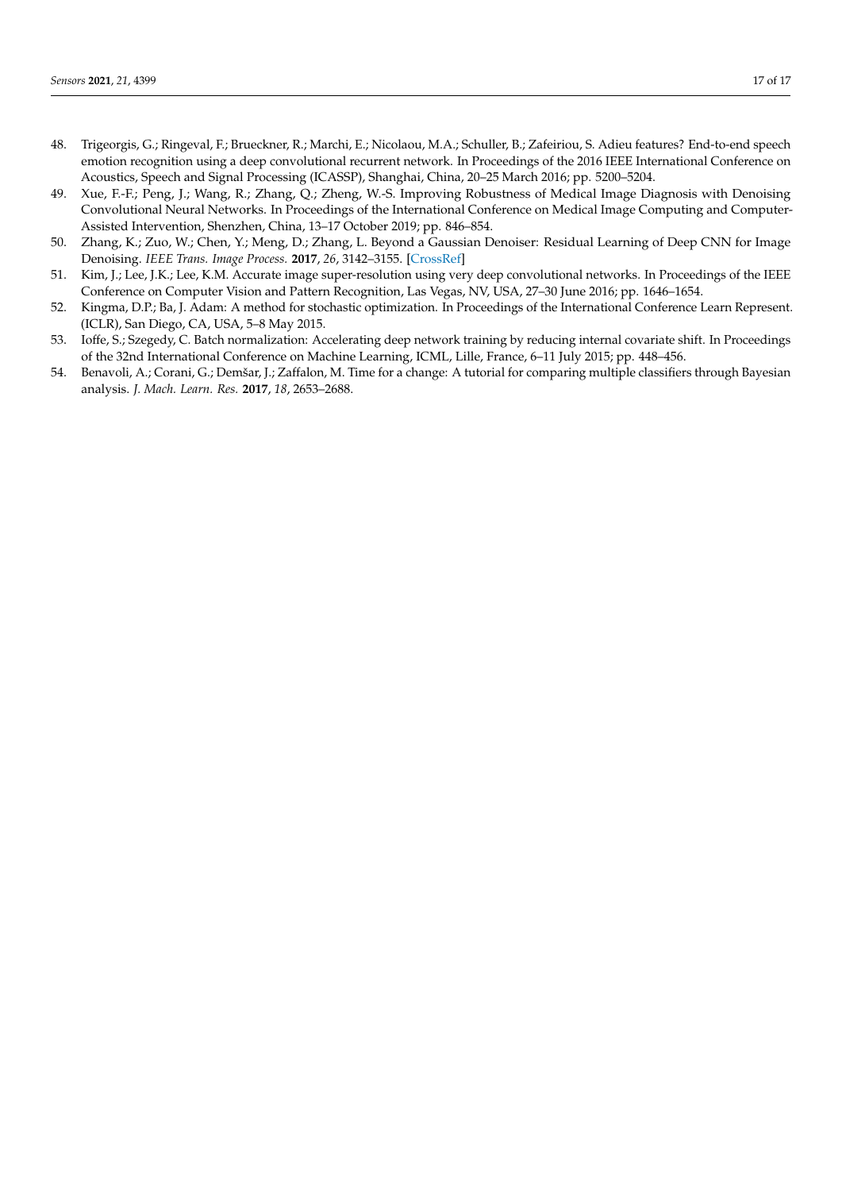48. Trigeorgis, G.; Ringeval, F.; Brueckner, R.; Marchi, E.; Nicolaou, M.A.; Schuller, B.; Zafeiriou, S. Adieu features? End-to-end speech emotion recognition using a deep convolutional recurrent network. In Proceedings of the 2016 IEEE International Conference on Acoustics, Speech and Signal Processing (ICASSP), Shanghai, China, 20–25 March 2016; pp. 5200–5204.
49. Xue, F.-F.; Peng, J.; Wang, R.; Zhang, Q.; Zheng, W.-S. Improving Robustness of Medical Image Diagnosis with Denoising Convolutional Neural Networks. In Proceedings of the International Conference on Medical Image Computing and Computer-Assisted Intervention, Shenzhen, China, 13–17 October 2019; pp. 846–854.
50. Zhang, K.; Zuo, W.; Chen, Y.; Meng, D.; Zhang, L. Beyond a Gaussian Denoiser: Residual Learning of Deep CNN for Image Denoising. *IEEE Trans. Image Process.* **2017**, *26*, 3142–3155. [CrossRef]
51. Kim, J.; Lee, J.K.; Lee, K.M. Accurate image super-resolution using very deep convolutional networks. In Proceedings of the IEEE Conference on Computer Vision and Pattern Recognition, Las Vegas, NV, USA, 27–30 June 2016; pp. 1646–1654.
52. Kingma, D.P.; Ba, J. Adam: A method for stochastic optimization. In Proceedings of the International Conference Learn Represent. (ICLR), San Diego, CA, USA, 5–8 May 2015.
53. Ioffe, S.; Szegedy, C. Batch normalization: Accelerating deep network training by reducing internal covariate shift. In Proceedings of the 32nd International Conference on Machine Learning, ICML, Lille, France, 6–11 July 2015; pp. 448–456.
54. Benavoli, A.; Corani, G.; Demšar, J.; Zaffalon, M. Time for a change: A tutorial for comparing multiple classifiers through Bayesian analysis. *J. Mach. Learn. Res.* **2017**, *18*, 2653–2688.